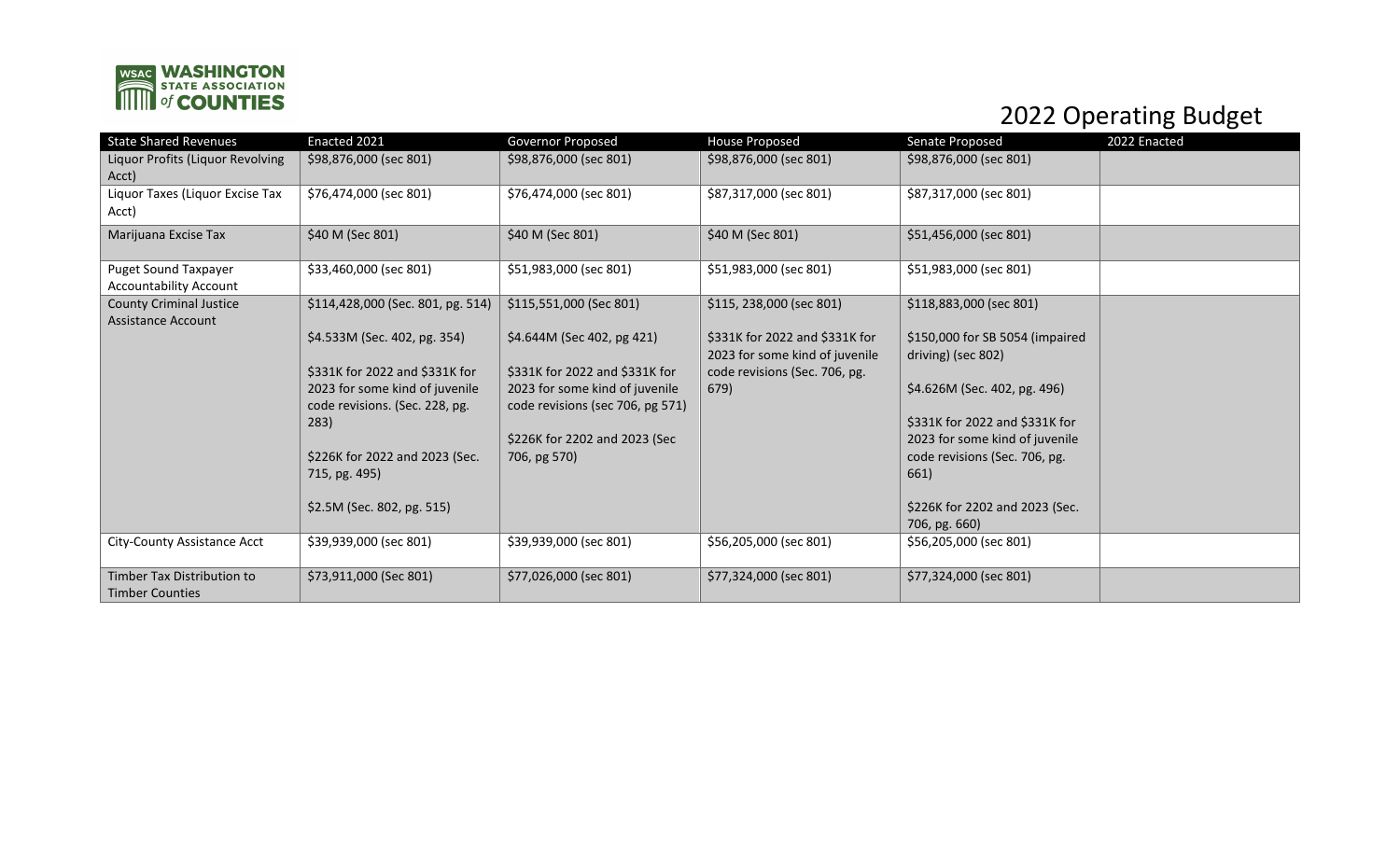WASHINGTON STATE ASSOCIATION of COUNTIES

# 2022 Operating Budget

| State Shared Revenues | Enacted 2021 | Governor Proposed | House Proposed | Senate Proposed | 2022 Enacted |
|---|---|---|---|---|---|
| Liquor Profits (Liquor Revolving Acct) | $98,876,000 (sec 801) | $98,876,000 (sec 801) | $98,876,000 (sec 801) | $98,876,000 (sec 801) | |
| Liquor Taxes (Liquor Excise Tax Acct) | $76,474,000 (sec 801) | $76,474,000 (sec 801) | $87,317,000 (sec 801) | $87,317,000 (sec 801) | |
| Marijuana Excise Tax | $40 M (Sec 801) | $40 M (Sec 801) | $40 M (Sec 801) | $51,456,000 (sec 801) | |
| Puget Sound Taxpayer Accountability Account | $33,460,000 (sec 801) | $51,983,000 (sec 801) | $51,983,000 (sec 801) | $51,983,000 (sec 801) | |
| County Criminal Justice Assistance Account | $114,428,000 (Sec. 801, pg. 514)<br><br>$4.533M (Sec. 402, pg. 354)<br><br>$331K for 2022 and $331K for 2023 for some kind of juvenile code revisions. (Sec. 228, pg. 283)<br><br>$226K for 2022 and 2023 (Sec. 715, pg. 495)<br><br>$2.5M (Sec. 802, pg. 515) | $115,551,000 (Sec 801)<br><br>$4.644M (Sec 402, pg 421)<br><br>$331K for 2022 and $331K for 2023 for some kind of juvenile code revisions (sec 706, pg 571)<br><br>$226K for 2202 and 2023 (Sec 706, pg 570) | $115, 238,000 (sec 801)<br><br>$331K for 2022 and $331K for 2023 for some kind of juvenile code revisions (Sec. 706, pg. 679) | $118,883,000 (sec 801)<br><br>$150,000 for SB 5054 (impaired driving) (sec 802)<br><br>$4.626M (Sec. 402, pg. 496)<br><br>$331K for 2022 and $331K for 2023 for some kind of juvenile code revisions (Sec. 706, pg. 661)<br><br>$226K for 2202 and 2023 (Sec. 706, pg. 660) | |
| City-County Assistance Acct | $39,939,000 (sec 801) | $39,939,000 (sec 801) | $56,205,000 (sec 801) | $56,205,000 (sec 801) | |
| Timber Tax Distribution to Timber Counties | $73,911,000 (Sec 801) | $77,026,000 (sec 801) | $77,324,000 (sec 801) | $77,324,000 (sec 801) | |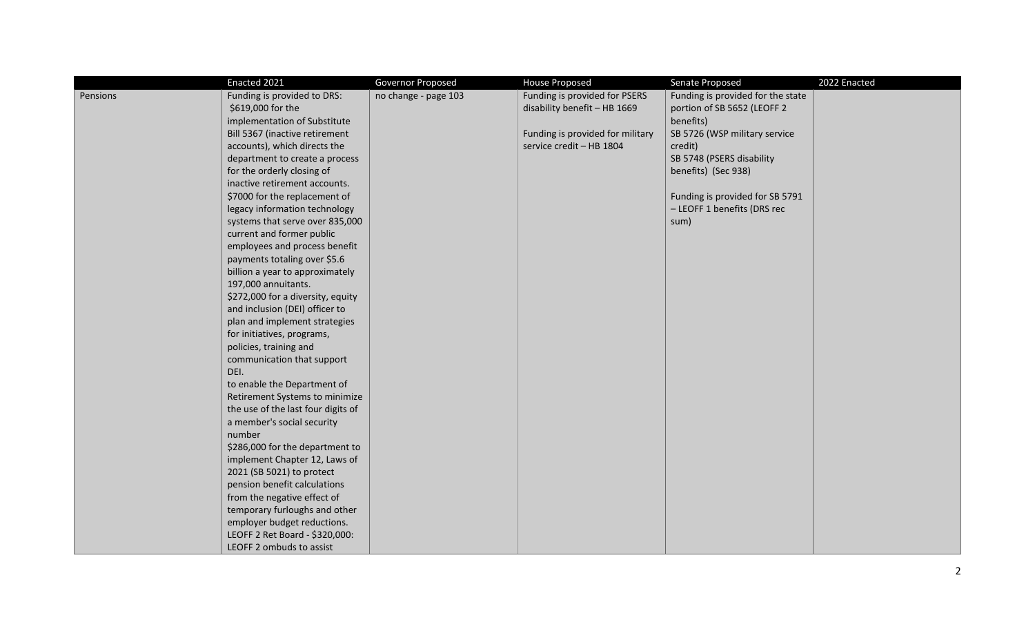|  | Enacted 2021 | Governor Proposed | House Proposed | Senate Proposed | 2022 Enacted |
| --- | --- | --- | --- | --- | --- |
| Pensions | Funding is provided to DRS: $619,000 for the implementation of Substitute Bill 5367 (inactive retirement accounts), which directs the department to create a process for the orderly closing of inactive retirement accounts.<br>$7000 for the replacement of legacy information technology systems that serve over 835,000 current and former public employees and process benefit payments totaling over $5.6 billion a year to approximately 197,000 annuitants.<br>$272,000 for a diversity, equity and inclusion (DEI) officer to plan and implement strategies for initiatives, programs, policies, training and communication that support DEI.<br>to enable the Department of Retirement Systems to minimize the use of the last four digits of a member's social security number<br>$286,000 for the department to implement Chapter 12, Laws of 2021 (SB 5021) to protect pension benefit calculations from the negative effect of temporary furloughs and other employer budget reductions.<br>LEOFF 2 Ret Board - $320,000: LEOFF 2 ombuds to assist | no change - page 103 | Funding is provided for PSERS disability benefit – HB 1669<br><br>Funding is provided for military service credit – HB 1804 | Funding is provided for the state portion of SB 5652 (LEOFF 2 benefits)<br>SB 5726 (WSP military service credit)<br>SB 5748 (PSERS disability benefits) (Sec 938)<br><br>Funding is provided for SB 5791 – LEOFF 1 benefits (DRS rec sum) |  |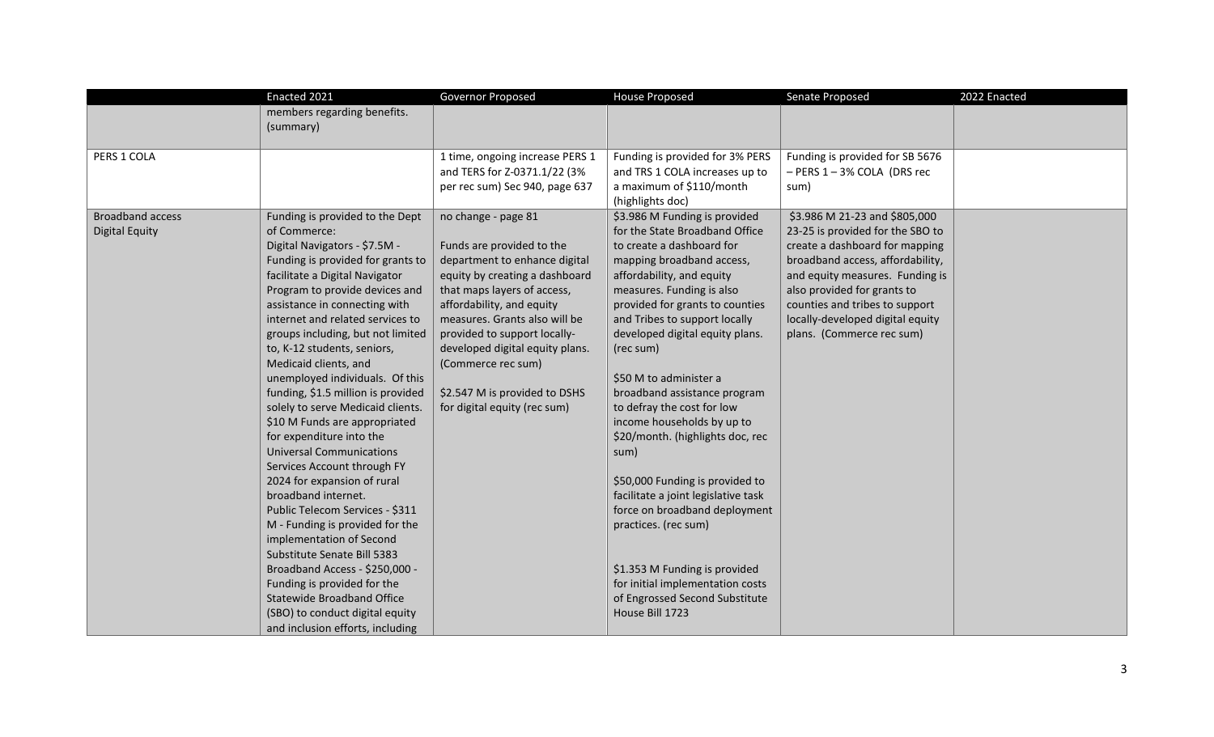| | Enacted 2021 | Governor Proposed | House Proposed | Senate Proposed | 2022 Enacted |
|---|---|---|---|---|---|
| | members regarding benefits. (summary) | | | | |
| PERS 1 COLA | | 1 time, ongoing increase PERS 1 and TERS for Z-0371.1/22 (3% per rec sum) Sec 940, page 637 | Funding is provided for 3% PERS and TRS 1 COLA increases up to a maximum of $110/month (highlights doc) | Funding is provided for SB 5676 – PERS 1 – 3% COLA (DRS rec sum) | |
| Broadband access<br>Digital Equity | Funding is provided to the Dept of Commerce:<br>Digital Navigators - $7.5M - Funding is provided for grants to facilitate a Digital Navigator Program to provide devices and assistance in connecting with internet and related services to groups including, but not limited to, K-12 students, seniors, Medicaid clients, and unemployed individuals. Of this funding, $1.5 million is provided solely to serve Medicaid clients.<br>$10 M Funds are appropriated for expenditure into the Universal Communications Services Account through FY 2024 for expansion of rural broadband internet.<br>Public Telecom Services - $311 M - Funding is provided for the implementation of Second Substitute Senate Bill 5383<br>Broadband Access - $250,000 - Funding is provided for the Statewide Broadband Office (SBO) to conduct digital equity and inclusion efforts, including | no change - page 81<br><br>Funds are provided to the department to enhance digital equity by creating a dashboard that maps layers of access, affordability, and equity measures. Grants also will be provided to support locally-developed digital equity plans. (Commerce rec sum)<br><br>$2.547 M is provided to DSHS for digital equity (rec sum) | $3.986 M Funding is provided for the State Broadband Office to create a dashboard for mapping broadband access, affordability, and equity measures. Funding is also provided for grants to counties and Tribes to support locally developed digital equity plans. (rec sum)<br><br>$50 M to administer a broadband assistance program to defray the cost for low income households by up to $20/month. (highlights doc, rec sum)<br><br>$50,000 Funding is provided to facilitate a joint legislative task force on broadband deployment practices. (rec sum)<br><br>$1.353 M Funding is provided for initial implementation costs of Engrossed Second Substitute House Bill 1723 | $3.986 M 21-23 and $805,000 23-25 is provided for the SBO to create a dashboard for mapping broadband access, affordability, and equity measures. Funding is also provided for grants to counties and tribes to support locally-developed digital equity plans. (Commerce rec sum) | |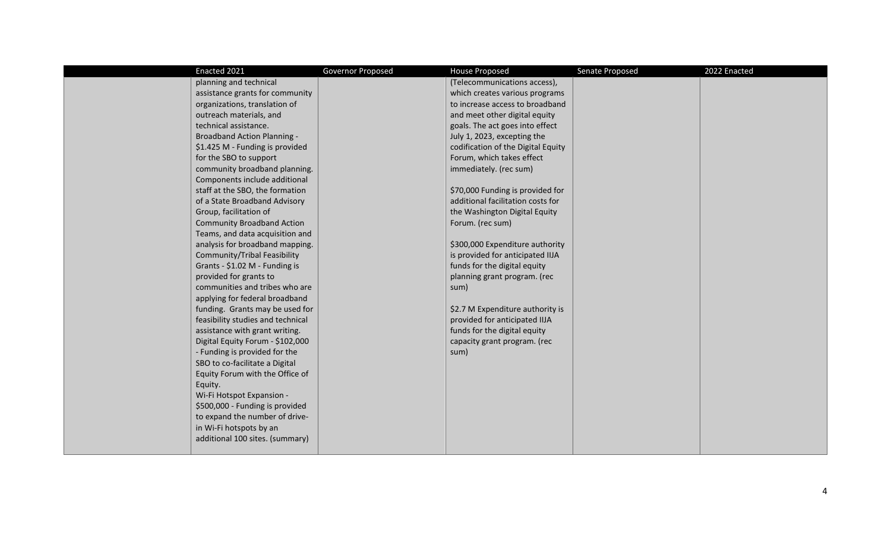| | Enacted 2021 | Governor Proposed | House Proposed | Senate Proposed | 2022 Enacted |
|---|---|---|---|---|---|
| | planning and technical assistance grants for community organizations, translation of outreach materials, and technical assistance.<br>Broadband Action Planning - $1.425 M - Funding is provided for the SBO to support community broadband planning. Components include additional staff at the SBO, the formation of a State Broadband Advisory Group, facilitation of Community Broadband Action Teams, and data acquisition and analysis for broadband mapping.<br>Community/Tribal Feasibility Grants - $1.02 M - Funding is provided for grants to communities and tribes who are applying for federal broadband funding. Grants may be used for feasibility studies and technical assistance with grant writing.<br>Digital Equity Forum - $102,000 - Funding is provided for the SBO to co-facilitate a Digital Equity Forum with the Office of Equity.<br>Wi-Fi Hotspot Expansion - $500,000 - Funding is provided to expand the number of drive-in Wi-Fi hotspots by an additional 100 sites. (summary) | | (Telecommunications access), which creates various programs to increase access to broadband and meet other digital equity goals. The act goes into effect July 1, 2023, excepting the codification of the Digital Equity Forum, which takes effect immediately. (rec sum)<br><br>$70,000 Funding is provided for additional facilitation costs for the Washington Digital Equity Forum. (rec sum)<br><br>$300,000 Expenditure authority is provided for anticipated IIJA funds for the digital equity planning grant program. (rec sum)<br><br>$2.7 M Expenditure authority is provided for anticipated IIJA funds for the digital equity capacity grant program. (rec sum) | | |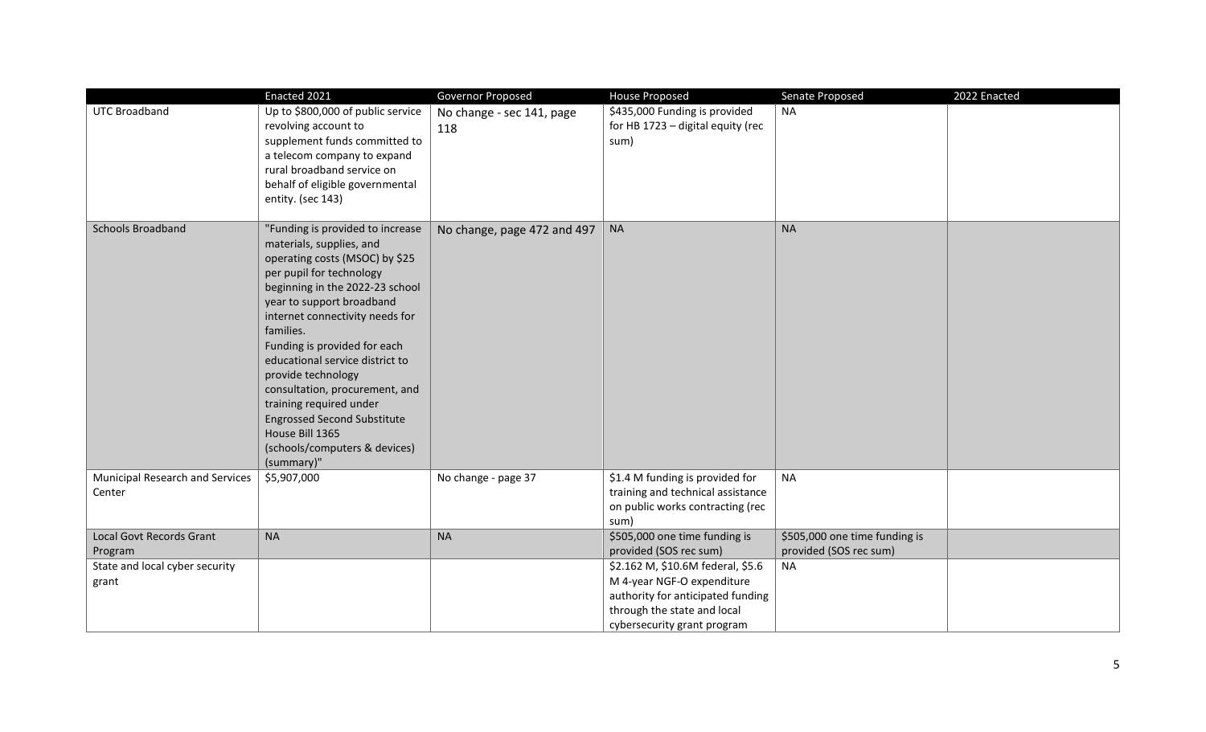| | Enacted 2021 | Governor Proposed | House Proposed | Senate Proposed | 2022 Enacted |
|---|---|---|---|---|---|
| UTC Broadband | Up to $800,000 of public service revolving account to supplement funds committed to a telecom company to expand rural broadband service on behalf of eligible governmental entity. (sec 143) | No change - sec 141, page 118 | $435,000 Funding is provided for HB 1723 – digital equity (rec sum) | NA | |
| Schools Broadband | "Funding is provided to increase materials, supplies, and operating costs (MSOC) by $25 per pupil for technology beginning in the 2022-23 school year to support broadband internet connectivity needs for families.<br>Funding is provided for each educational service district to provide technology consultation, procurement, and training required under Engrossed Second Substitute House Bill 1365 (schools/computers & devices) (summary)" | No change, page 472 and 497 | NA | NA | |
| Municipal Research and Services Center | $5,907,000 | No change - page 37 | $1.4 M funding is provided for training and technical assistance on public works contracting (rec sum) | NA | |
| Local Govt Records Grant Program | NA | NA | $505,000 one time funding is provided (SOS rec sum) | $505,000 one time funding is provided (SOS rec sum) | |
| State and local cyber security grant | | | $2.162 M, $10.6M federal, $5.6 M 4-year NGF-O expenditure authority for anticipated funding through the state and local cybersecurity grant program | NA | |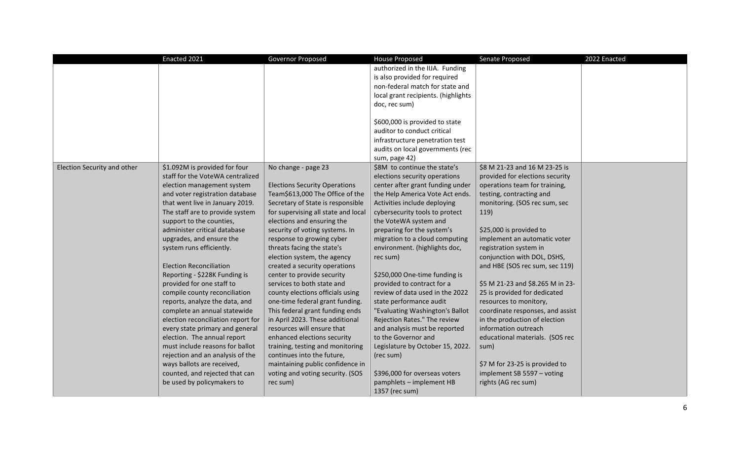| | Enacted 2021 | Governor Proposed | House Proposed | Senate Proposed | 2022 Enacted |
|---|---|---|---|---|---|
| | | | authorized in the IIJA. Funding is also provided for required non-federal match for state and local grant recipients. (highlights doc, rec sum)<br><br>$600,000 is provided to state auditor to conduct critical infrastructure penetration test audits on local governments (rec sum, page 42) | | |
| Election Security and other | $1.092M is provided for four staff for the VoteWA centralized election management system and voter registration database that went live in January 2019. The staff are to provide system support to the counties, administer critical database upgrades, and ensure the system runs efficiently.<br><br>Election Reconciliation Reporting - $228K Funding is provided for one staff to compile county reconciliation reports, analyze the data, and complete an annual statewide election reconciliation report for every state primary and general election. The annual report must include reasons for ballot rejection and an analysis of the ways ballots are received, counted, and rejected that can be used by policymakers to | No change - page 23<br><br>Elections Security Operations Team$613,000 The Office of the Secretary of State is responsible for supervising all state and local elections and ensuring the security of voting systems. In response to growing cyber threats facing the state's election system, the agency created a security operations center to provide security services to both state and county elections officials using one-time federal grant funding. This federal grant funding ends in April 2023. These additional resources will ensure that enhanced elections security training, testing and monitoring continues into the future, maintaining public confidence in voting and voting security. (SOS rec sum) | $8M to continue the state's elections security operations center after grant funding under the Help America Vote Act ends. Activities include deploying cybersecurity tools to protect the VoteWA system and preparing for the system's migration to a cloud computing environment. (highlights doc, rec sum)<br><br>$250,000 One-time funding is provided to contract for a review of data used in the 2022 state performance audit "Evaluating Washington's Ballot Rejection Rates." The review and analysis must be reported to the Governor and Legislature by October 15, 2022. (rec sum)<br><br>$396,000 for overseas voters pamphlets – implement HB 1357 (rec sum) | $8 M 21-23 and 16 M 23-25 is provided for elections security operations team for training, testing, contracting and monitoring. (SOS rec sum, sec 119)<br><br>$25,000 is provided to implement an automatic voter registration system in conjunction with DOL, DSHS, and HBE (SOS rec sum, sec 119)<br><br>$5 M 21-23 and $8.265 M in 23-25 is provided for dedicated resources to monitory, coordinate responses, and assist in the production of election information outreach educational materials. (SOS rec sum)<br><br>$7 M for 23-25 is provided to implement SB 5597 – voting rights (AG rec sum) | |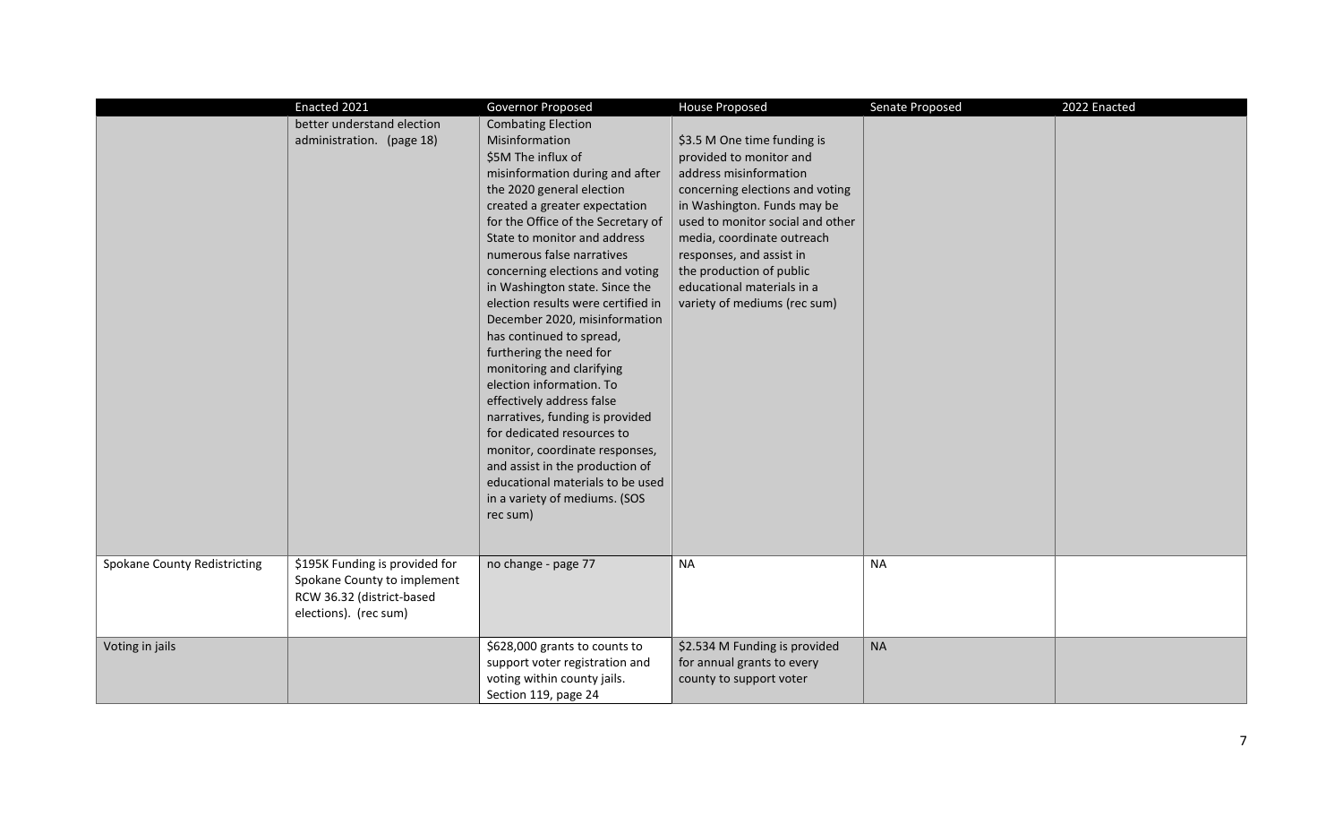|  | Enacted 2021 | Governor Proposed | House Proposed | Senate Proposed | 2022 Enacted |
|---|---|---|---|---|---|
|  | better understand election administration. (page 18) | Combating Election Misinformation<br>$5M The influx of misinformation during and after the 2020 general election created a greater expectation for the Office of the Secretary of State to monitor and address numerous false narratives concerning elections and voting in Washington state. Since the election results were certified in December 2020, misinformation has continued to spread, furthering the need for monitoring and clarifying election information. To effectively address false narratives, funding is provided for dedicated resources to monitor, coordinate responses, and assist in the production of educational materials to be used in a variety of mediums. (SOS rec sum) | $3.5 M One time funding is provided to monitor and address misinformation concerning elections and voting in Washington. Funds may be used to monitor social and other media, coordinate outreach responses, and assist in the production of public educational materials in a variety of mediums (rec sum) |  |  |
| Spokane County Redistricting | $195K Funding is provided for Spokane County to implement RCW 36.32 (district-based elections). (rec sum) | no change - page 77 | NA | NA |  |
| Voting in jails |  | $628,000 grants to counts to support voter registration and voting within county jails. Section 119, page 24 | $2.534 M Funding is provided for annual grants to every county to support voter | NA |  |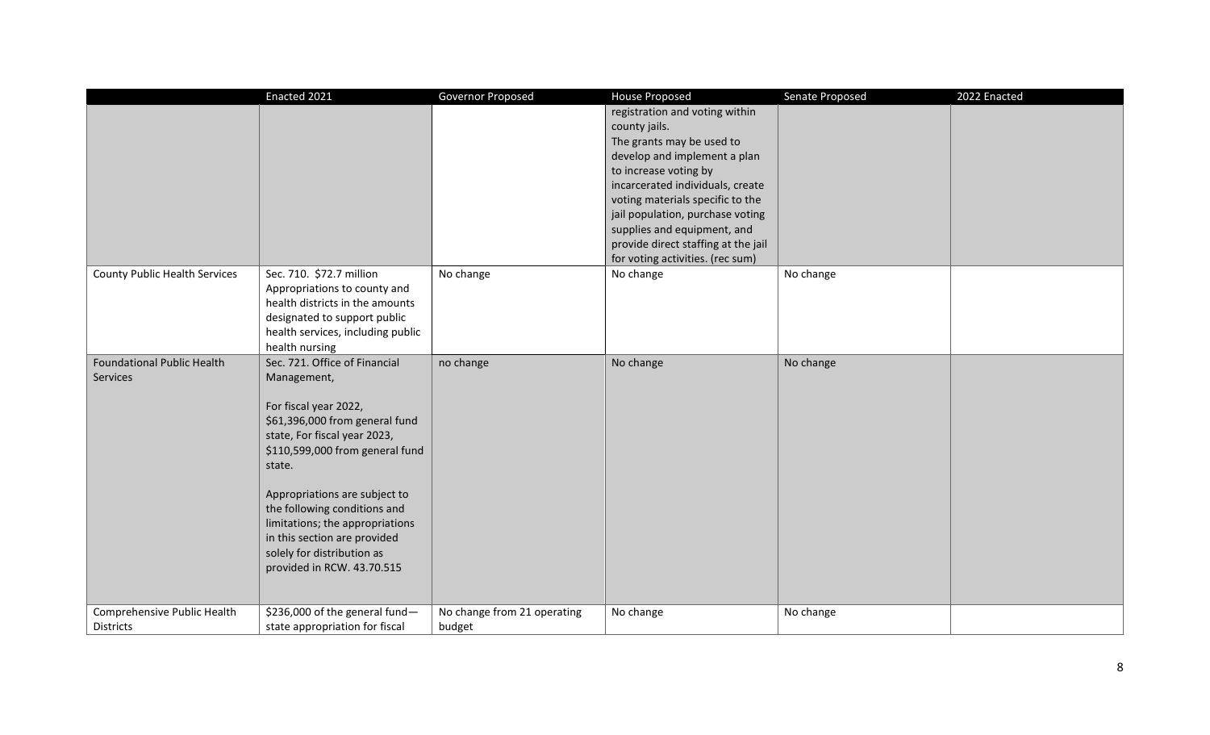| | Enacted 2021 | Governor Proposed | House Proposed | Senate Proposed | 2022 Enacted |
|---|---|---|---|---|---|
| | | | registration and voting within county jails. The grants may be used to develop and implement a plan to increase voting by incarcerated individuals, create voting materials specific to the jail population, purchase voting supplies and equipment, and provide direct staffing at the jail for voting activities. (rec sum) | | |
| County Public Health Services | Sec. 710. $72.7 million Appropriations to county and health districts in the amounts designated to support public health services, including public health nursing | No change | No change | No change | |
| Foundational Public Health Services | Sec. 721. Office of Financial Management, For fiscal year 2022, $61,396,000 from general fund state, For fiscal year 2023, $110,599,000 from general fund state. Appropriations are subject to the following conditions and limitations; the appropriations in this section are provided solely for distribution as provided in RCW. 43.70.515 | no change | No change | No change | |
| Comprehensive Public Health Districts | $236,000 of the general fund—state appropriation for fiscal | No change from 21 operating budget | No change | No change | |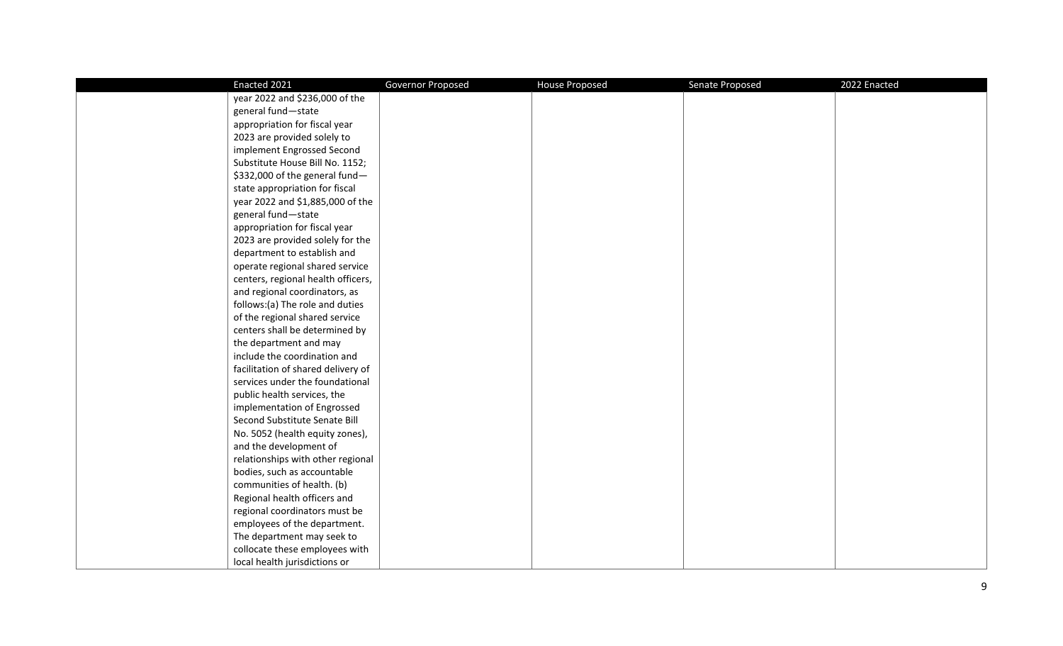| | Enacted 2021 | Governor Proposed | House Proposed | Senate Proposed | 2022 Enacted |
|---|---|---|---|---|---|
| | year 2022 and $236,000 of the general fund—state appropriation for fiscal year 2023 are provided solely to implement Engrossed Second Substitute House Bill No. 1152; $332,000 of the general fund—state appropriation for fiscal year 2022 and $1,885,000 of the general fund—state appropriation for fiscal year 2023 are provided solely for the department to establish and operate regional shared service centers, regional health officers, and regional coordinators, as follows:(a) The role and duties of the regional shared service centers shall be determined by the department and may include the coordination and facilitation of shared delivery of services under the foundational public health services, the implementation of Engrossed Second Substitute Senate Bill No. 5052 (health equity zones), and the development of relationships with other regional bodies, such as accountable communities of health. (b) Regional health officers and regional coordinators must be employees of the department. The department may seek to collocate these employees with local health jurisdictions or | | | | |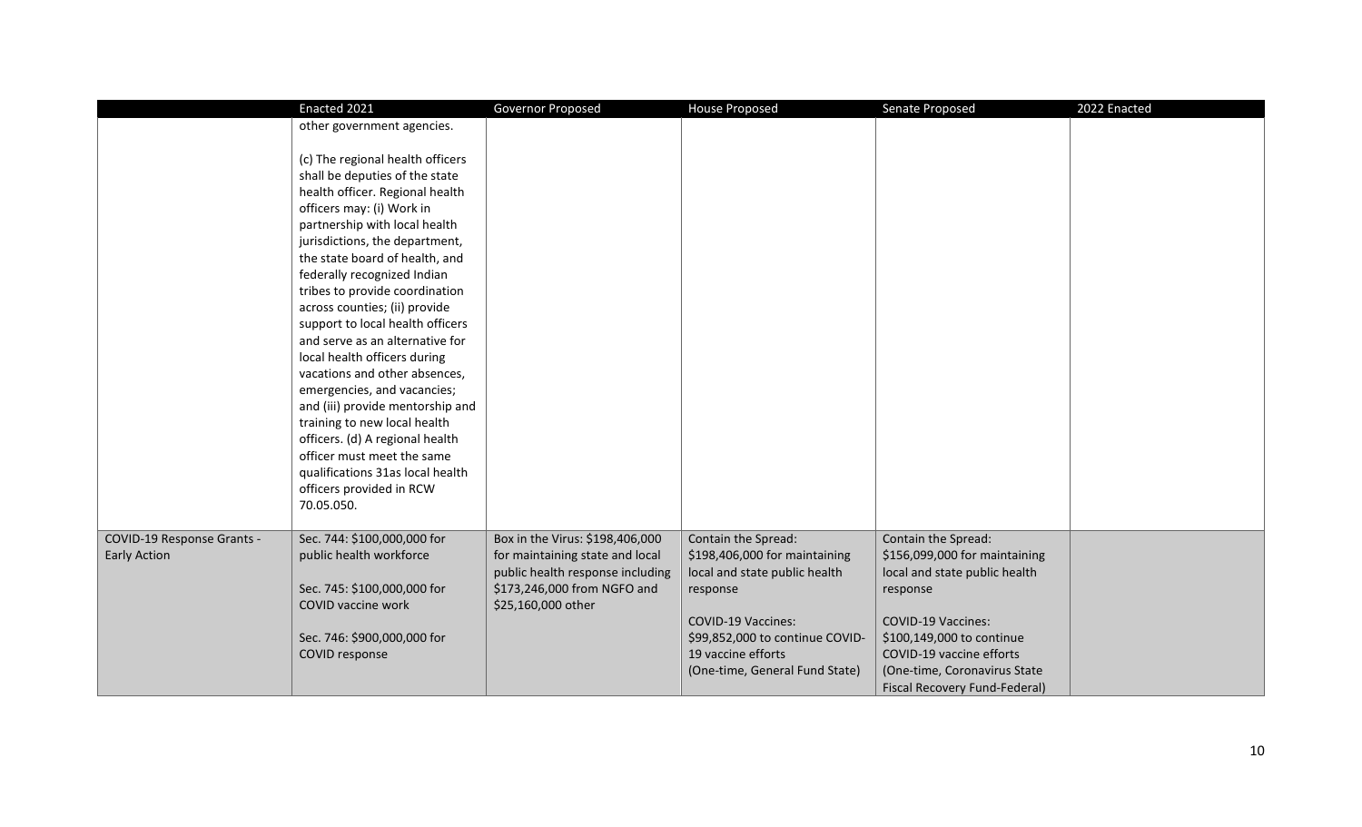| | Enacted 2021 | Governor Proposed | House Proposed | Senate Proposed | 2022 Enacted |
|---|---|---|---|---|---|
| | other government agencies.<br><br>(c) The regional health officers shall be deputies of the state health officer. Regional health officers may: (i) Work in partnership with local health jurisdictions, the department, the state board of health, and federally recognized Indian tribes to provide coordination across counties; (ii) provide support to local health officers and serve as an alternative for local health officers during vacations and other absences, emergencies, and vacancies; and (iii) provide mentorship and training to new local health officers. (d) A regional health officer must meet the same qualifications 31as local health officers provided in RCW 70.05.050. | | | | |
| COVID-19 Response Grants - Early Action | Sec. 744: $100,000,000 for public health workforce<br><br>Sec. 745: $100,000,000 for COVID vaccine work<br><br>Sec. 746: $900,000,000 for COVID response | Box in the Virus: $198,406,000 for maintaining state and local public health response including $173,246,000 from NGFO and $25,160,000 other | Contain the Spread: $198,406,000 for maintaining local and state public health response<br><br>COVID-19 Vaccines: $99,852,000 to continue COVID-19 vaccine efforts (One-time, General Fund State) | Contain the Spread: $156,099,000 for maintaining local and state public health response<br><br>COVID-19 Vaccines: $100,149,000 to continue COVID-19 vaccine efforts (One-time, Coronavirus State Fiscal Recovery Fund-Federal) | |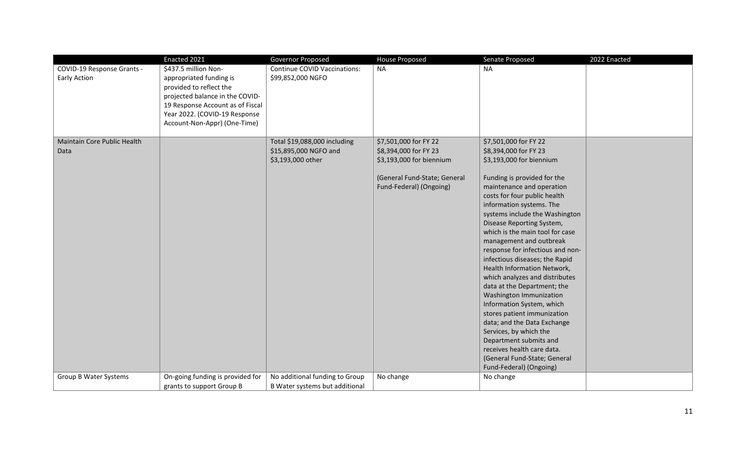| | Enacted 2021 | Governor Proposed | House Proposed | Senate Proposed | 2022 Enacted |
|---|---|---|---|---|---|
| COVID-19 Response Grants - Early Action | $437.5 million Non-appropriated funding is provided to reflect the projected balance in the COVID-19 Response Account as of Fiscal Year 2022. (COVID-19 Response Account-Non-Appr) (One-Time) | Continue COVID Vaccinations: $99,852,000 NGFO | NA | NA | |
| Maintain Core Public Health Data | | Total $19,088,000 including $15,895,000 NGFO and $3,193,000 other | \$7,501,000 for FY 22<br>\$8,394,000 for FY 23<br>\$3,193,000 for biennium<br><br>(General Fund-State; General Fund-Federal) (Ongoing) | \$7,501,000 for FY 22<br>\$8,394,000 for FY 23<br>\$3,193,000 for biennium<br><br>Funding is provided for the maintenance and operation costs for four public health information systems. The systems include the Washington Disease Reporting System, which is the main tool for case management and outbreak response for infectious and non-infectious diseases; the Rapid Health Information Network, which analyzes and distributes data at the Department; the Washington Immunization Information System, which stores patient immunization data; and the Data Exchange Services, by which the Department submits and receives health care data. (General Fund-State; General Fund-Federal) (Ongoing) | |
| Group B Water Systems | On-going funding is provided for grants to support Group B | No additional funding to Group B Water systems but additional | No change | No change | |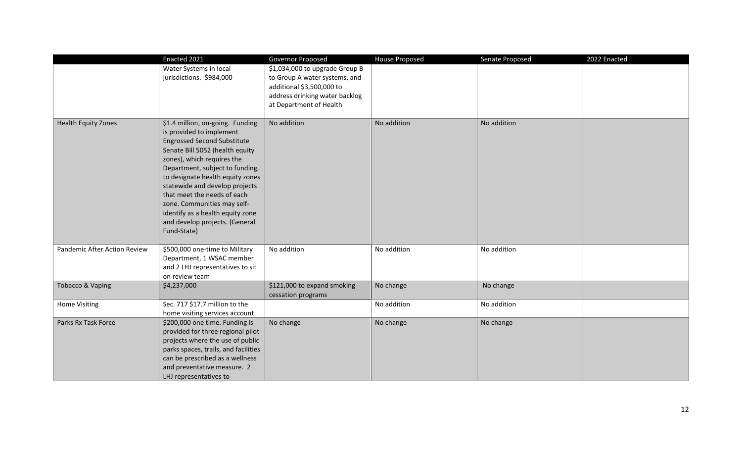|  | Enacted 2021 | Governor Proposed | House Proposed | Senate Proposed | 2022 Enacted |
|---|---|---|---|---|---|
|  | Water Systems in local jurisdictions. $984,000 | $1,034,000 to upgrade Group B to Group A water systems, and additional $3,500,000 to address drinking water backlog at Department of Health |  |  |  |
| Health Equity Zones | $1.4 million, on-going. Funding is provided to implement Engrossed Second Substitute Senate Bill 5052 (health equity zones), which requires the Department, subject to funding, to designate health equity zones statewide and develop projects that meet the needs of each zone. Communities may self-identify as a health equity zone and develop projects. (General Fund-State) | No addition | No addition | No addition |  |
| Pandemic After Action Review | $500,000 one-time to Military Department, 1 WSAC member and 2 LHJ representatives to sit on review team | No addition | No addition | No addition |  |
| Tobacco & Vaping | $4,237,000 | $121,000 to expand smoking cessation programs | No change | No change |  |
| Home Visiting | Sec. 717 $17.7 million to the home visiting services account. |  | No addition | No addition |  |
| Parks Rx Task Force | $200,000 one time. Funding is provided for three regional pilot projects where the use of public parks spaces, trails, and facilities can be prescribed as a wellness and preventative measure. 2 LHJ representatives to | No change | No change | No change |  |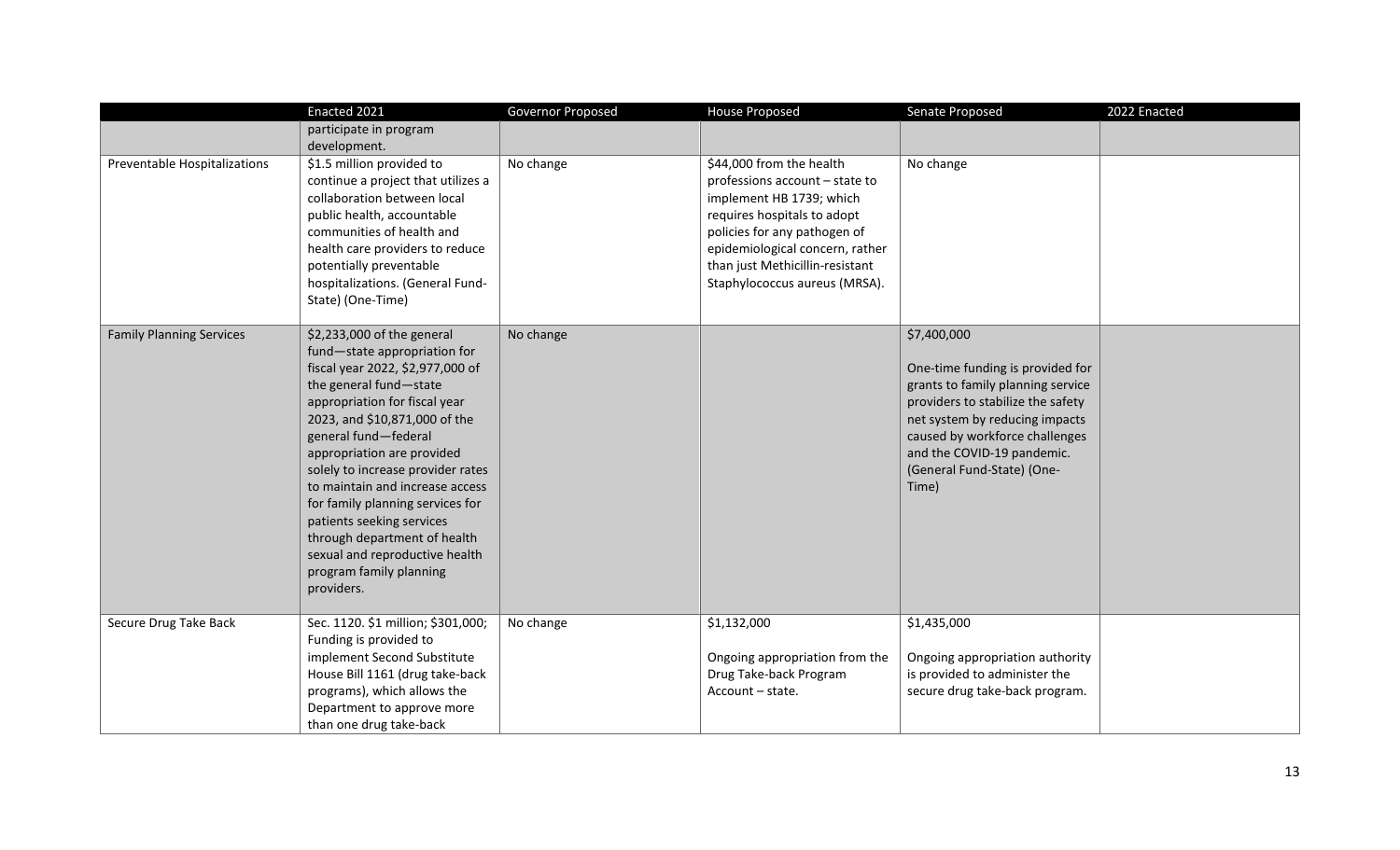| | Enacted 2021 | Governor Proposed | House Proposed | Senate Proposed | 2022 Enacted |
|---|---|---|---|---|---|
| | participate in program development. | | | | |
| Preventable Hospitalizations | \$1.5 million provided to continue a project that utilizes a collaboration between local public health, accountable communities of health and health care providers to reduce potentially preventable hospitalizations. (General Fund-State) (One-Time) | No change | \$44,000 from the health professions account – state to implement HB 1739; which requires hospitals to adopt policies for any pathogen of epidemiological concern, rather than just Methicillin-resistant Staphylococcus aureus (MRSA). | No change | |
| Family Planning Services | \$2,233,000 of the general fund—state appropriation for fiscal year 2022, \$2,977,000 of the general fund—state appropriation for fiscal year 2023, and \$10,871,000 of the general fund—federal appropriation are provided solely to increase provider rates to maintain and increase access for family planning services for patients seeking services through department of health sexual and reproductive health program family planning providers. | No change | | \$7,400,000<br><br>One-time funding is provided for grants to family planning service providers to stabilize the safety net system by reducing impacts caused by workforce challenges and the COVID-19 pandemic. (General Fund-State) (One-Time) | |
| Secure Drug Take Back | Sec. 1120. \$1 million; \$301,000; Funding is provided to implement Second Substitute House Bill 1161 (drug take-back programs), which allows the Department to approve more than one drug take-back | No change | \$1,132,000<br><br>Ongoing appropriation from the Drug Take-back Program Account – state. | \$1,435,000<br><br>Ongoing appropriation authority is provided to administer the secure drug take-back program. | |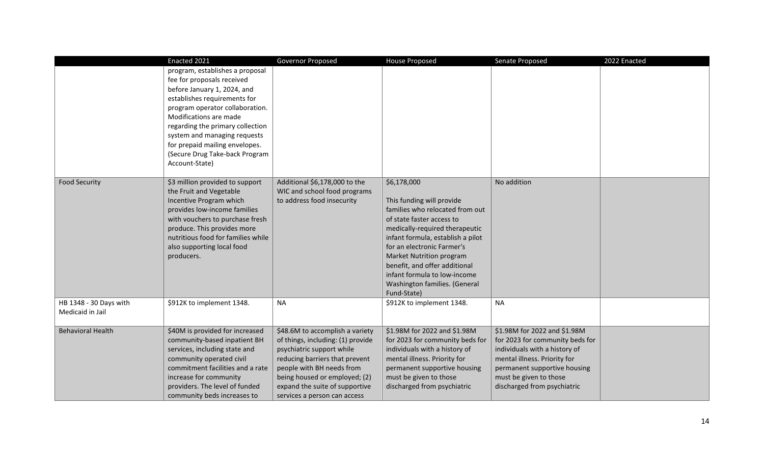| | Enacted 2021 | Governor Proposed | House Proposed | Senate Proposed | 2022 Enacted |
|---|---|---|---|---|---|
| | program, establishes a proposal fee for proposals received before January 1, 2024, and establishes requirements for program operator collaboration. Modifications are made regarding the primary collection system and managing requests for prepaid mailing envelopes. (Secure Drug Take-back Program Account-State) | | | | |
| Food Security | $3 million provided to support the Fruit and Vegetable Incentive Program which provides low-income families with vouchers to purchase fresh produce. This provides more nutritious food for families while also supporting local food producers. | Additional $6,178,000 to the WIC and school food programs to address food insecurity | $6,178,000<br><br>This funding will provide families who relocated from out of state faster access to medically-required therapeutic infant formula, establish a pilot for an electronic Farmer's Market Nutrition program benefit, and offer additional infant formula to low-income Washington families. (General Fund-State) | No addition | |
| HB 1348 - 30 Days with Medicaid in Jail | $912K to implement 1348. | NA | $912K to implement 1348. | NA | |
| Behavioral Health | $40M is provided for increased community-based inpatient BH services, including state and community operated civil commitment facilities and a rate increase for community providers. The level of funded community beds increases to | $48.6M to accomplish a variety of things, including: (1) provide psychiatric support while reducing barriers that prevent people with BH needs from being housed or employed; (2) expand the suite of supportive services a person can access | $1.98M for 2022 and $1.98M for 2023 for community beds for individuals with a history of mental illness. Priority for permanent supportive housing must be given to those discharged from psychiatric | $1.98M for 2022 and $1.98M for 2023 for community beds for individuals with a history of mental illness. Priority for permanent supportive housing must be given to those discharged from psychiatric | |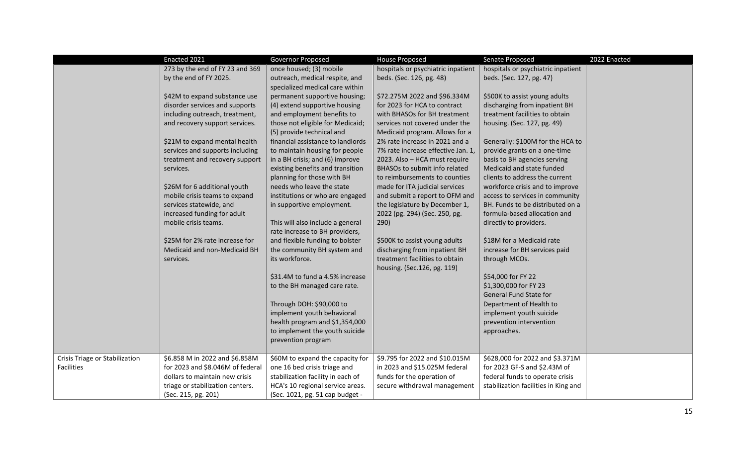| | Enacted 2021 | Governor Proposed | House Proposed | Senate Proposed | 2022 Enacted |
|---|---|---|---|---|---|
| | 273 by the end of FY 23 and 369 by the end of FY 2025.<br><br>$42M to expand substance use disorder services and supports including outreach, treatment, and recovery support services.<br><br>$21M to expand mental health services and supports including treatment and recovery support services.<br><br>$26M for 6 additional youth mobile crisis teams to expand services statewide, and increased funding for adult mobile crisis teams.<br><br>$25M for 2% rate increase for Medicaid and non-Medicaid BH services. | once housed; (3) mobile outreach, medical respite, and specialized medical care within permanent supportive housing; (4) extend supportive housing and employment benefits to those not eligible for Medicaid; (5) provide technical and financial assistance to landlords to maintain housing for people in a BH crisis; and (6) improve existing benefits and transition planning for those with BH needs who leave the state institutions or who are engaged in supportive employment.<br><br>This will also include a general rate increase to BH providers, and flexible funding to bolster the community BH system and its workforce.<br><br>$31.4M to fund a 4.5% increase to the BH managed care rate.<br><br>Through DOH: $90,000 to implement youth behavioral health program and $1,354,000 to implement the youth suicide prevention program | hospitals or psychiatric inpatient beds. (Sec. 126, pg. 48)<br><br>$72.275M 2022 and $96.334M for 2023 for HCA to contract with BHASOs for BH treatment services not covered under the Medicaid program. Allows for a 2% rate increase in 2021 and a 7% rate increase effective Jan. 1, 2023. Also – HCA must require BHASOs to submit info related to reimbursements to counties made for ITA judicial services and submit a report to OFM and the legislature by December 1, 2022 (pg. 294) (Sec. 250, pg. 290)<br><br>$500K to assist young adults discharging from inpatient BH treatment facilities to obtain housing. (Sec.126, pg. 119) | hospitals or psychiatric inpatient beds. (Sec. 127, pg. 47)<br><br>$500K to assist young adults discharging from inpatient BH treatment facilities to obtain housing. (Sec. 127, pg. 49)<br><br>Generally: $100M for the HCA to provide grants on a one-time basis to BH agencies serving Medicaid and state funded clients to address the current workforce crisis and to improve access to services in community BH. Funds to be distributed on a formula-based allocation and directly to providers.<br><br>$18M for a Medicaid rate increase for BH services paid through MCOs.<br><br>$54,000 for FY 22<br>$1,300,000 for FY 23<br>General Fund State for Department of Health to implement youth suicide prevention intervention approaches. | |
| Crisis Triage or Stabilization Facilities | $6.858 M in 2022 and $6.858M for 2023 and $8.046M of federal dollars to maintain new crisis triage or stabilization centers. (Sec. 215, pg. 201) | $60M to expand the capacity for one 16 bed crisis triage and stabilization facility in each of HCA's 10 regional service areas. (Sec. 1021, pg. 51 cap budget - | $9.795 for 2022 and $10.015M in 2023 and $15.025M federal funds for the operation of secure withdrawal management | $628,000 for 2022 and $3.371M for 2023 GF-S and $2.43M of federal funds to operate crisis stabilization facilities in King and | |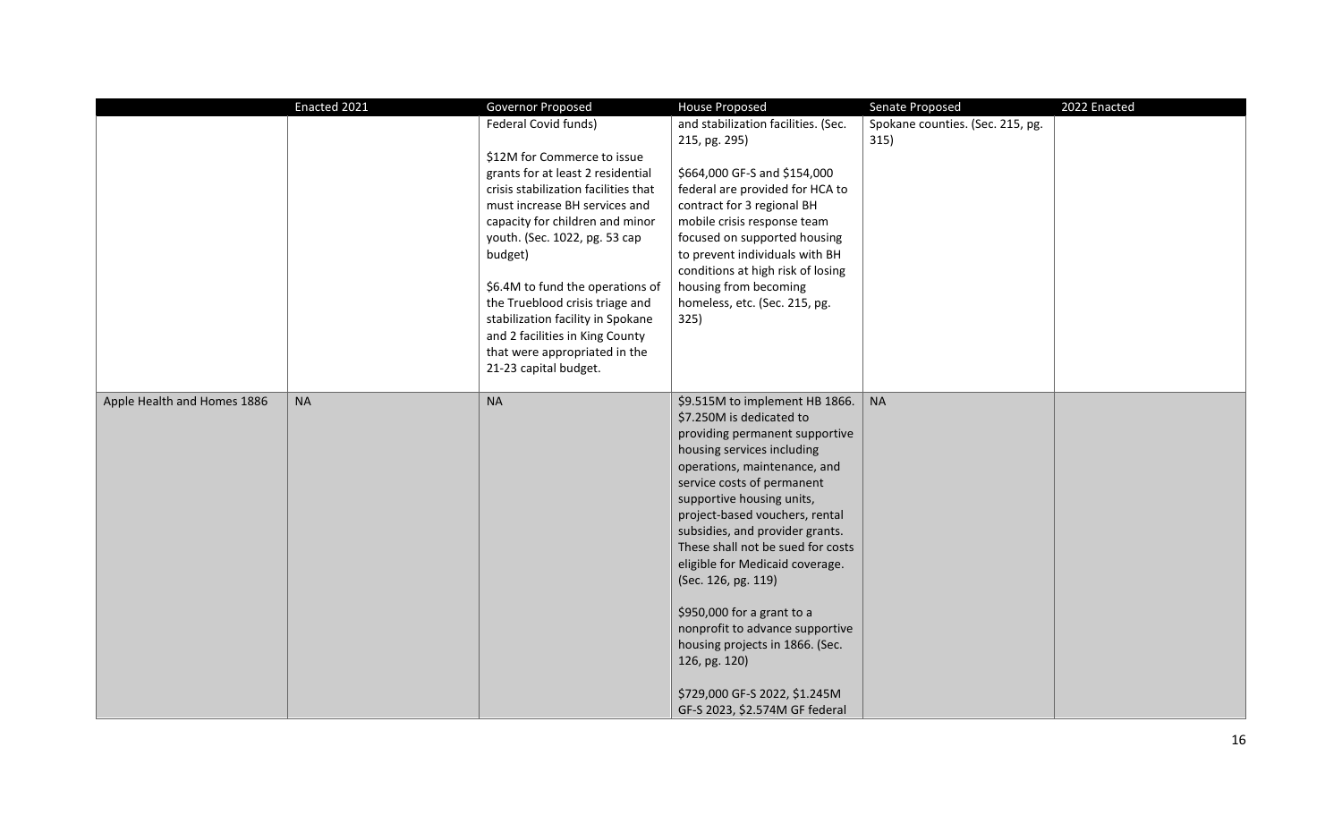| | Enacted 2021 | Governor Proposed | House Proposed | Senate Proposed | 2022 Enacted |
|---|---|---|---|---|---|
| | | Federal Covid funds)<br><br>$12M for Commerce to issue grants for at least 2 residential crisis stabilization facilities that must increase BH services and capacity for children and minor youth. (Sec. 1022, pg. 53 cap budget)<br><br>$6.4M to fund the operations of the Trueblood crisis triage and stabilization facility in Spokane and 2 facilities in King County that were appropriated in the 21-23 capital budget. | and stabilization facilities. (Sec. 215, pg. 295)<br><br>$664,000 GF-S and $154,000 federal are provided for HCA to contract for 3 regional BH mobile crisis response team focused on supported housing to prevent individuals with BH conditions at high risk of losing housing from becoming homeless, etc. (Sec. 215, pg. 325) | Spokane counties. (Sec. 215, pg. 315) | |
| Apple Health and Homes 1886 | NA | NA | $9.515M to implement HB 1866. $7.250M is dedicated to providing permanent supportive housing services including operations, maintenance, and service costs of permanent supportive housing units, project-based vouchers, rental subsidies, and provider grants. These shall not be sued for costs eligible for Medicaid coverage. (Sec. 126, pg. 119)<br><br>$950,000 for a grant to a nonprofit to advance supportive housing projects in 1866. (Sec. 126, pg. 120)<br><br>$729,000 GF-S 2022, $1.245M GF-S 2023, $2.574M GF federal | NA | |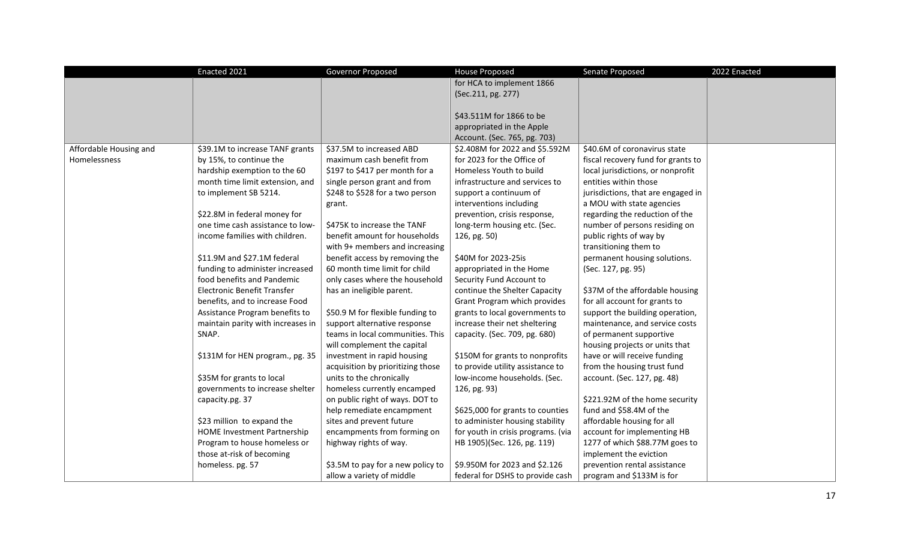| | Enacted 2021 | Governor Proposed | House Proposed | Senate Proposed | 2022 Enacted |
|---|---|---|---|---|---|
| | | | for HCA to implement 1866 (Sec.211, pg. 277)<br><br>$43.511M for 1866 to be appropriated in the Apple Account. (Sec. 765, pg. 703) | | |
| Affordable Housing and Homelessness | $39.1M to increase TANF grants by 15%, to continue the hardship exemption to the 60 month time limit extension, and to implement SB 5214.<br><br>$22.8M in federal money for one time cash assistance to low-income families with children.<br><br>$11.9M and $27.1M federal funding to administer increased food benefits and Pandemic Electronic Benefit Transfer benefits, and to increase Food Assistance Program benefits to maintain parity with increases in SNAP.<br><br>$131M for HEN program., pg. 35<br><br>$35M for grants to local governments to increase shelter capacity.pg. 37<br><br>$23 million to expand the HOME Investment Partnership Program to house homeless or those at-risk of becoming homeless. pg. 57 | $37.5M to increased ABD maximum cash benefit from $197 to $417 per month for a single person grant and from $248 to $528 for a two person grant.<br><br>$475K to increase the TANF benefit amount for households with 9+ members and increasing benefit access by removing the 60 month time limit for child only cases where the household has an ineligible parent.<br><br>$50.9 M for flexible funding to support alternative response teams in local communities. This will complement the capital investment in rapid housing acquisition by prioritizing those units to the chronically homeless currently encamped on public right of ways. DOT to help remediate encampment sites and prevent future encampments from forming on highway rights of way.<br><br>$3.5M to pay for a new policy to allow a variety of middle | $2.408M for 2022 and $5.592M for 2023 for the Office of Homeless Youth to build infrastructure and services to support a continuum of interventions including prevention, crisis response, long-term housing etc. (Sec. 126, pg. 50)<br><br>$40M for 2023-25is appropriated in the Home Security Fund Account to continue the Shelter Capacity Grant Program which provides grants to local governments to increase their net sheltering capacity. (Sec. 709, pg. 680)<br><br>$150M for grants to nonprofits to provide utility assistance to low-income households. (Sec. 126, pg. 93)<br><br>$625,000 for grants to counties to administer housing stability for youth in crisis programs. (via HB 1905)(Sec. 126, pg. 119)<br><br>$9.950M for 2023 and $2.126 federal for DSHS to provide cash | $40.6M of coronavirus state fiscal recovery fund for grants to local jurisdictions, or nonprofit entities within those jurisdictions, that are engaged in a MOU with state agencies regarding the reduction of the number of persons residing on public rights of way by transitioning them to permanent housing solutions. (Sec. 127, pg. 95)<br><br>$37M of the affordable housing for all account for grants to support the building operation, maintenance, and service costs of permanent supportive housing projects or units that have or will receive funding from the housing trust fund account. (Sec. 127, pg. 48)<br><br>$221.92M of the home security fund and $58.4M of the affordable housing for all account for implementing HB 1277 of which $88.77M goes to implement the eviction prevention rental assistance program and $133M is for | |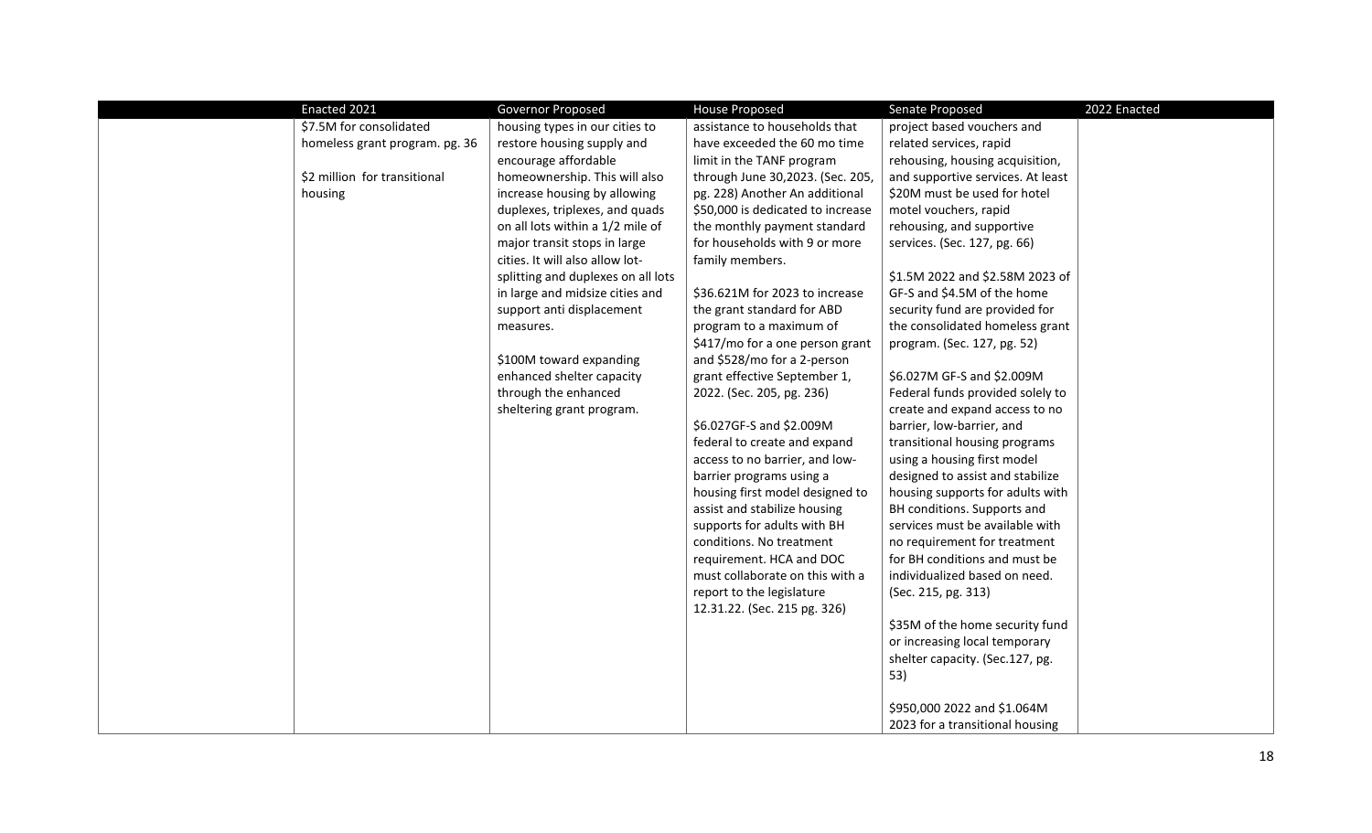| | Enacted 2021 | Governor Proposed | House Proposed | Senate Proposed | 2022 Enacted |
|---|---|---|---|---|---|
| | $7.5M for consolidated homeless grant program. pg. 36<br><br>$2 million for transitional housing | housing types in our cities to restore housing supply and encourage affordable homeownership. This will also increase housing by allowing duplexes, triplexes, and quads on all lots within a 1/2 mile of major transit stops in large cities. It will also allow lot-splitting and duplexes on all lots in large and midsize cities and support anti displacement measures.<br><br>$100M toward expanding enhanced shelter capacity through the enhanced sheltering grant program. | assistance to households that have exceeded the 60 mo time limit in the TANF program through June 30,2023. (Sec. 205, pg. 228) Another An additional $50,000 is dedicated to increase the monthly payment standard for households with 9 or more family members.<br><br>$36.621M for 2023 to increase the grant standard for ABD program to a maximum of $417/mo for a one person grant and $528/mo for a 2-person grant effective September 1, 2022. (Sec. 205, pg. 236)<br><br>$6.027GF-S and $2.009M federal to create and expand access to no barrier, and low-barrier programs using a housing first model designed to assist and stabilize housing supports for adults with BH conditions. No treatment requirement. HCA and DOC must collaborate on this with a report to the legislature 12.31.22. (Sec. 215 pg. 326) | project based vouchers and related services, rapid rehousing, housing acquisition, and supportive services. At least $20M must be used for hotel motel vouchers, rapid rehousing, and supportive services. (Sec. 127, pg. 66)<br><br>$1.5M 2022 and $2.58M 2023 of GF-S and $4.5M of the home security fund are provided for the consolidated homeless grant program. (Sec. 127, pg. 52)<br><br>$6.027M GF-S and $2.009M Federal funds provided solely to create and expand access to no barrier, low-barrier, and transitional housing programs using a housing first model designed to assist and stabilize housing supports for adults with BH conditions. Supports and services must be available with no requirement for treatment for BH conditions and must be individualized based on need. (Sec. 215, pg. 313)<br><br>$35M of the home security fund or increasing local temporary shelter capacity. (Sec.127, pg. 53)<br><br>$950,000 2022 and $1.064M 2023 for a transitional housing | |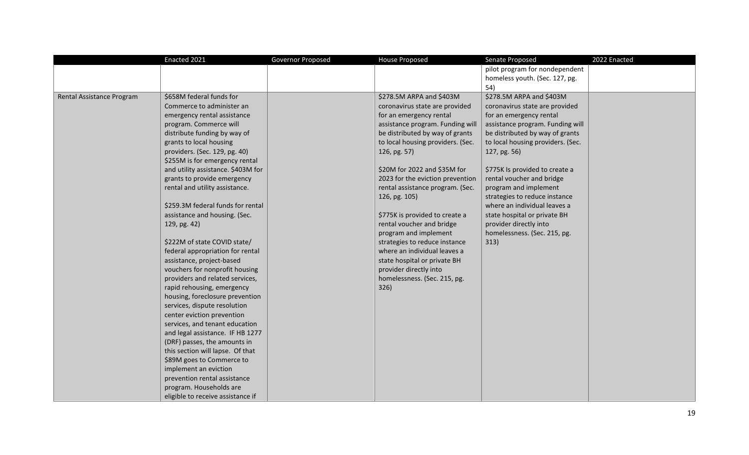| | Enacted 2021 | Governor Proposed | House Proposed | Senate Proposed | 2022 Enacted |
|---|---|---|---|---|---|
| | | | | pilot program for nondependent homeless youth. (Sec. 127, pg. 54) | |
| Rental Assistance Program | $658M federal funds for Commerce to administer an emergency rental assistance program. Commerce will distribute funding by way of grants to local housing providers. (Sec. 129, pg. 40) $255M is for emergency rental and utility assistance. $403M for grants to provide emergency rental and utility assistance.<br><br>$259.3M federal funds for rental assistance and housing. (Sec. 129, pg. 42)<br><br>$222M of state COVID state/ federal appropriation for rental assistance, project-based vouchers for nonprofit housing providers and related services, rapid rehousing, emergency housing, foreclosure prevention services, dispute resolution center eviction prevention services, and tenant education and legal assistance. IF HB 1277 (DRF) passes, the amounts in this section will lapse. Of that $89M goes to Commerce to implement an eviction prevention rental assistance program. Households are eligible to receive assistance if | | $278.5M ARPA and $403M coronavirus state are provided for an emergency rental assistance program. Funding will be distributed by way of grants to local housing providers. (Sec. 126, pg. 57)<br><br>$20M for 2022 and $35M for 2023 for the eviction prevention rental assistance program. (Sec. 126, pg. 105)<br><br>$775K is provided to create a rental voucher and bridge program and implement strategies to reduce instance where an individual leaves a state hospital or private BH provider directly into homelessness. (Sec. 215, pg. 326) | $278.5M ARPA and $403M coronavirus state are provided for an emergency rental assistance program. Funding will be distributed by way of grants to local housing providers. (Sec. 127, pg. 56)<br><br>$775K Is provided to create a rental voucher and bridge program and implement strategies to reduce instance where an individual leaves a state hospital or private BH provider directly into homelessness. (Sec. 215, pg. 313) | |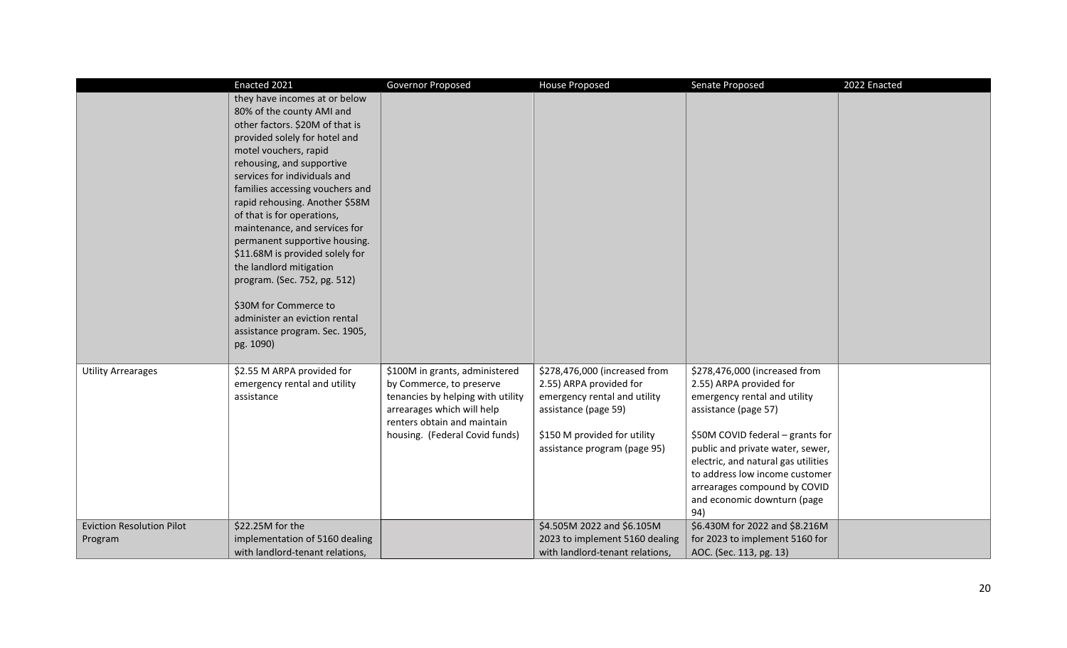| | Enacted 2021 | Governor Proposed | House Proposed | Senate Proposed | 2022 Enacted |
|---|---|---|---|---|---|
| | they have incomes at or below 80% of the county AMI and other factors. $20M of that is provided solely for hotel and motel vouchers, rapid rehousing, and supportive services for individuals and families accessing vouchers and rapid rehousing. Another $58M of that is for operations, maintenance, and services for permanent supportive housing. $11.68M is provided solely for the landlord mitigation program. (Sec. 752, pg. 512)<br><br>$30M for Commerce to administer an eviction rental assistance program. Sec. 1905, pg. 1090) | | | | |
| Utility Arrearages | $2.55 M ARPA provided for emergency rental and utility assistance | $100M in grants, administered by Commerce, to preserve tenancies by helping with utility arrearages which will help renters obtain and maintain housing. (Federal Covid funds) | $278,476,000 (increased from 2.55) ARPA provided for emergency rental and utility assistance (page 59)<br><br>$150 M provided for utility assistance program (page 95) | $278,476,000 (increased from 2.55) ARPA provided for emergency rental and utility assistance (page 57)<br><br>$50M COVID federal – grants for public and private water, sewer, electric, and natural gas utilities to address low income customer arrearages compound by COVID and economic downturn (page 94) | |
| Eviction Resolution Pilot Program | $22.25M for the implementation of 5160 dealing with landlord-tenant relations, | | $4.505M 2022 and $6.105M 2023 to implement 5160 dealing with landlord-tenant relations, | $6.430M for 2022 and $8.216M for 2023 to implement 5160 for AOC. (Sec. 113, pg. 13) | |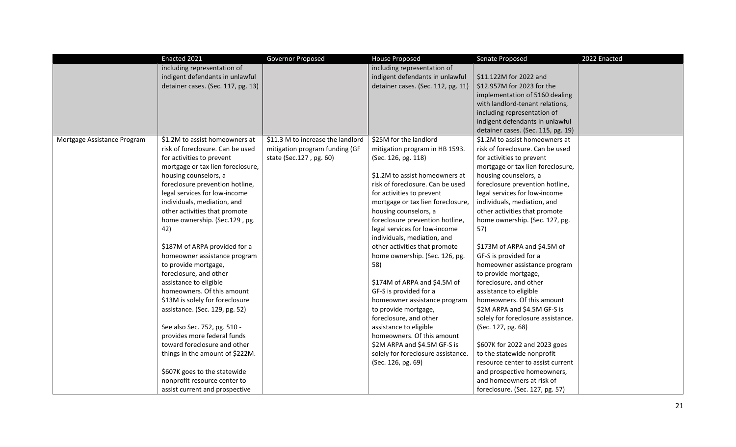|  | Enacted 2021 | Governor Proposed | House Proposed | Senate Proposed | 2022 Enacted |
|---|---|---|---|---|---|
|  | including representation of indigent defendants in unlawful detainer cases. (Sec. 117, pg. 13) |  | including representation of indigent defendants in unlawful detainer cases. (Sec. 112, pg. 11) | $11.122M for 2022 and $12.957M for 2023 for the implementation of 5160 dealing with landlord-tenant relations, including representation of indigent defendants in unlawful detainer cases. (Sec. 115, pg. 19) |  |
| Mortgage Assistance Program | $1.2M to assist homeowners at risk of foreclosure. Can be used for activities to prevent mortgage or tax lien foreclosure, housing counselors, a foreclosure prevention hotline, legal services for low-income individuals, mediation, and other activities that promote home ownership. (Sec.129 , pg. 42)<br><br>$187M of ARPA provided for a homeowner assistance program to provide mortgage, foreclosure, and other assistance to eligible homeowners. Of this amount $13M is solely for foreclosure assistance. (Sec. 129, pg. 52)<br><br>See also Sec. 752, pg. 510 - provides more federal funds toward foreclosure and other things in the amount of $222M.<br><br>$607K goes to the statewide nonprofit resource center to assist current and prospective | $11.3 M to increase the landlord mitigation program funding (GF state (Sec.127 , pg. 60) | $25M for the landlord mitigation program in HB 1593. (Sec. 126, pg. 118)<br><br>$1.2M to assist homeowners at risk of foreclosure. Can be used for activities to prevent mortgage or tax lien foreclosure, housing counselors, a foreclosure prevention hotline, legal services for low-income individuals, mediation, and other activities that promote home ownership. (Sec. 126, pg. 58)<br><br>$174M of ARPA and $4.5M of GF-S is provided for a homeowner assistance program to provide mortgage, foreclosure, and other assistance to eligible homeowners. Of this amount $2M ARPA and $4.5M GF-S is solely for foreclosure assistance. (Sec. 126, pg. 69) | $1.2M to assist homeowners at risk of foreclosure. Can be used for activities to prevent mortgage or tax lien foreclosure, housing counselors, a foreclosure prevention hotline, legal services for low-income individuals, mediation, and other activities that promote home ownership. (Sec. 127, pg. 57)<br><br>$173M of ARPA and $4.5M of GF-S is provided for a homeowner assistance program to provide mortgage, foreclosure, and other assistance to eligible homeowners. Of this amount $2M ARPA and $4.5M GF-S is solely for foreclosure assistance. (Sec. 127, pg. 68)<br><br>$607K for 2022 and 2023 goes to the statewide nonprofit resource center to assist current and prospective homeowners, and homeowners at risk of foreclosure. (Sec. 127, pg. 57) |  |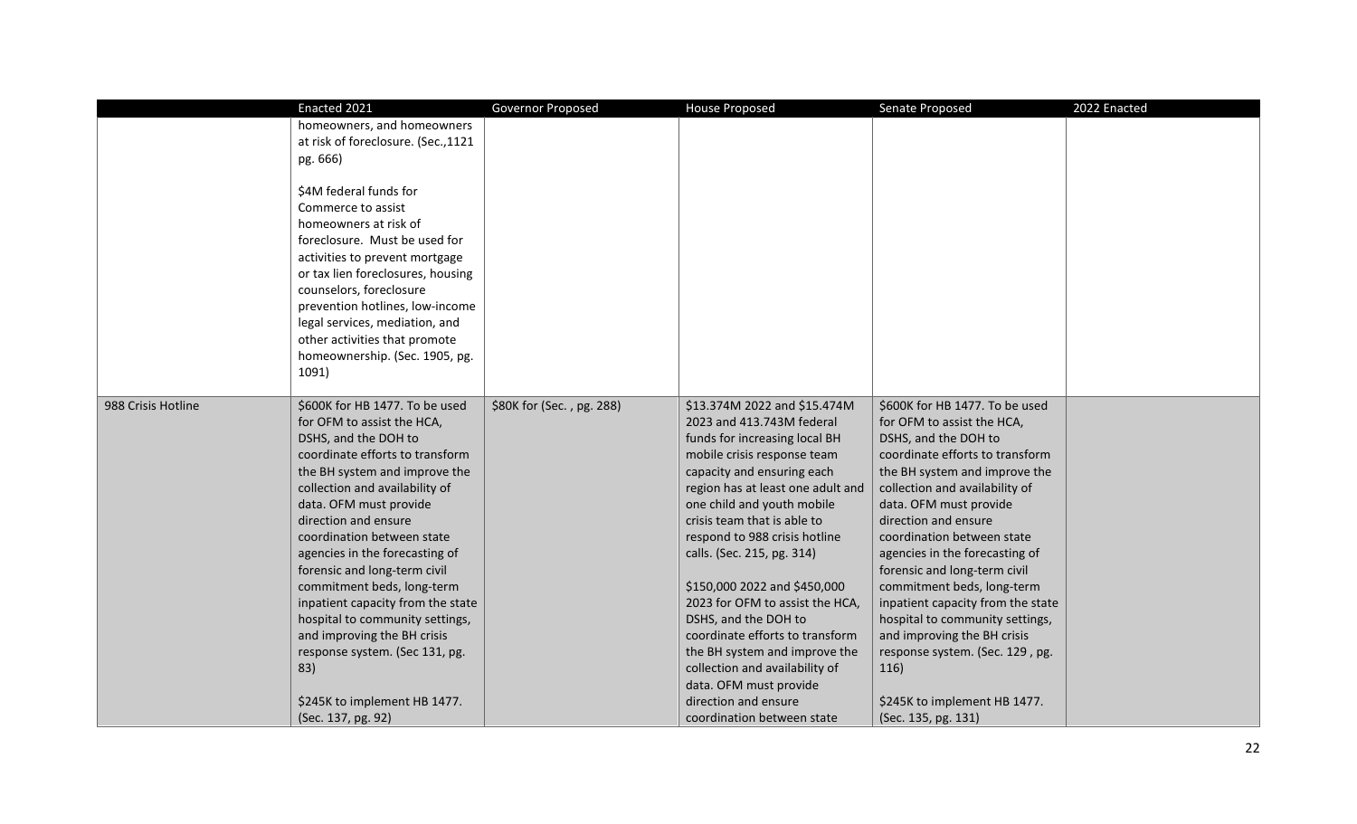| | Enacted 2021 | Governor Proposed | House Proposed | Senate Proposed | 2022 Enacted |
|---|---|---|---|---|---|
| | homeowners, and homeowners at risk of foreclosure. (Sec.,1121 pg. 666)<br><br>$4M federal funds for Commerce to assist homeowners at risk of foreclosure. Must be used for activities to prevent mortgage or tax lien foreclosures, housing counselors, foreclosure prevention hotlines, low-income legal services, mediation, and other activities that promote homeownership. (Sec. 1905, pg. 1091) | | | | |
| 988 Crisis Hotline | $600K for HB 1477. To be used for OFM to assist the HCA, DSHS, and the DOH to coordinate efforts to transform the BH system and improve the collection and availability of data. OFM must provide direction and ensure coordination between state agencies in the forecasting of forensic and long-term civil commitment beds, long-term inpatient capacity from the state hospital to community settings, and improving the BH crisis response system. (Sec 131, pg. 83)<br><br>$245K to implement HB 1477. (Sec. 137, pg. 92) | $80K for (Sec. , pg. 288) | $13.374M 2022 and $15.474M 2023 and 413.743M federal funds for increasing local BH mobile crisis response team capacity and ensuring each region has at least one adult and one child and youth mobile crisis team that is able to respond to 988 crisis hotline calls. (Sec. 215, pg. 314)<br><br>$150,000 2022 and $450,000 2023 for OFM to assist the HCA, DSHS, and the DOH to coordinate efforts to transform the BH system and improve the collection and availability of data. OFM must provide direction and ensure coordination between state | $600K for HB 1477. To be used for OFM to assist the HCA, DSHS, and the DOH to coordinate efforts to transform the BH system and improve the collection and availability of data. OFM must provide direction and ensure coordination between state agencies in the forecasting of forensic and long-term civil commitment beds, long-term inpatient capacity from the state hospital to community settings, and improving the BH crisis response system. (Sec. 129 , pg. 116)<br><br>$245K to implement HB 1477. (Sec. 135, pg. 131) | |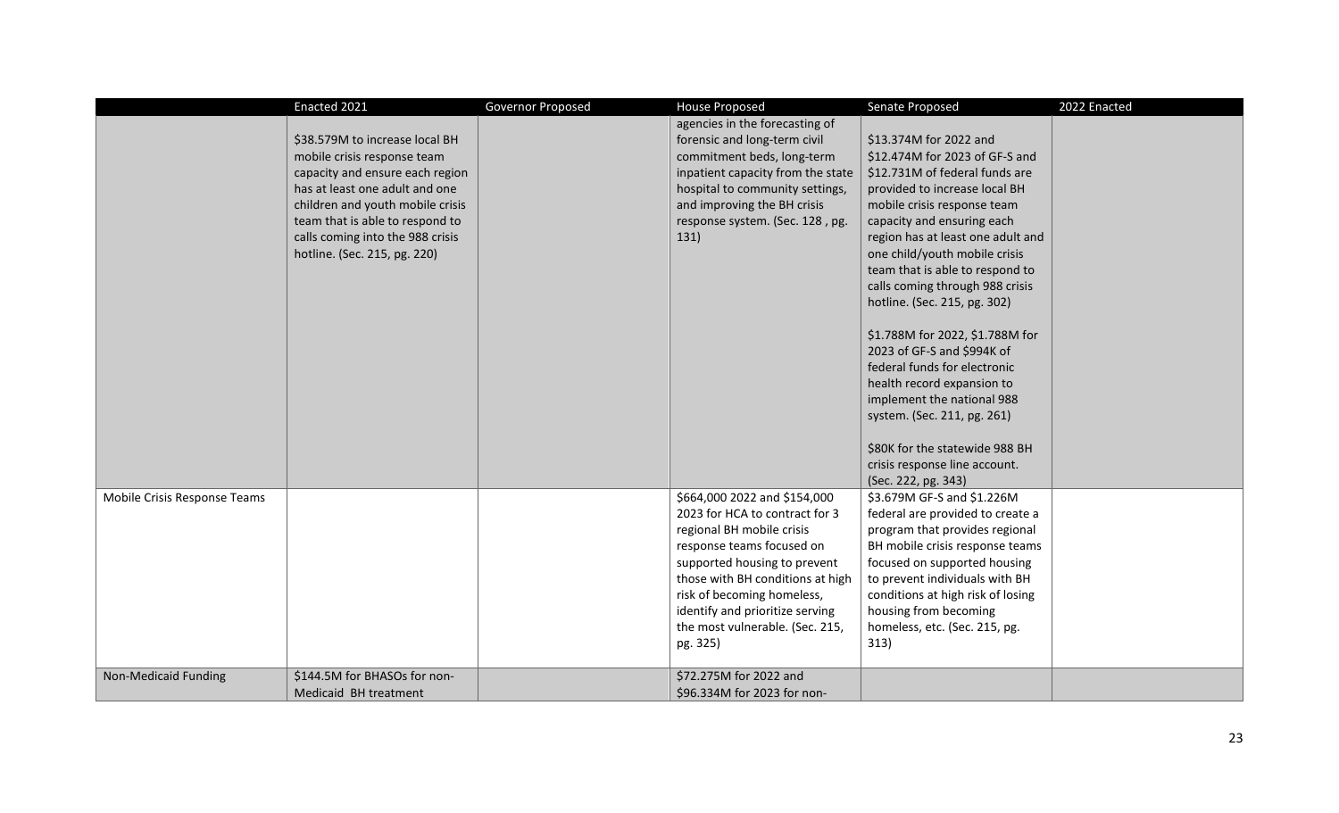| | Enacted 2021 | Governor Proposed | House Proposed | Senate Proposed | 2022 Enacted |
|---|---|---|---|---|---|
| | $38.579M to increase local BH mobile crisis response team capacity and ensure each region has at least one adult and one children and youth mobile crisis team that is able to respond to calls coming into the 988 crisis hotline. (Sec. 215, pg. 220) | | agencies in the forecasting of forensic and long-term civil commitment beds, long-term inpatient capacity from the state hospital to community settings, and improving the BH crisis response system. (Sec. 128 , pg. 131) | $13.374M for 2022 and $12.474M for 2023 of GF-S and $12.731M of federal funds are provided to increase local BH mobile crisis response team capacity and ensuring each region has at least one adult and one child/youth mobile crisis team that is able to respond to calls coming through 988 crisis hotline. (Sec. 215, pg. 302)<br><br>$1.788M for 2022, $1.788M for 2023 of GF-S and $994K of federal funds for electronic health record expansion to implement the national 988 system. (Sec. 211, pg. 261)<br><br>$80K for the statewide 988 BH crisis response line account. (Sec. 222, pg. 343) | |
| Mobile Crisis Response Teams | | | $664,000 2022 and $154,000 2023 for HCA to contract for 3 regional BH mobile crisis response teams focused on supported housing to prevent those with BH conditions at high risk of becoming homeless, identify and prioritize serving the most vulnerable. (Sec. 215, pg. 325) | $3.679M GF-S and $1.226M federal are provided to create a program that provides regional BH mobile crisis response teams focused on supported housing to prevent individuals with BH conditions at high risk of losing housing from becoming homeless, etc. (Sec. 215, pg. 313) | |
| Non-Medicaid Funding | $144.5M for BHASOs for non-Medicaid BH treatment | | $72.275M for 2022 and $96.334M for 2023 for non- | | |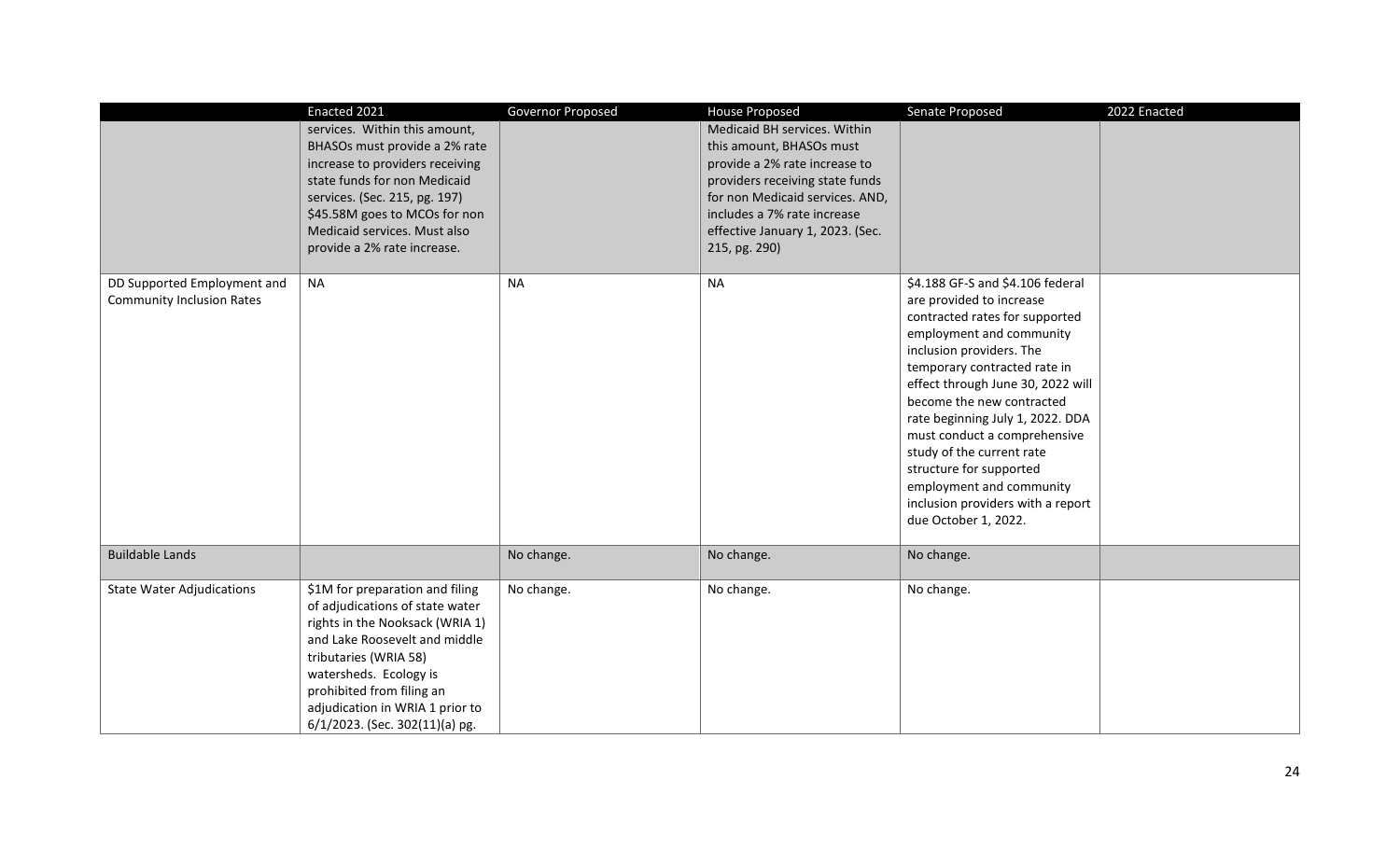| | Enacted 2021 | Governor Proposed | House Proposed | Senate Proposed | 2022 Enacted |
|---|---|---|---|---|---|
| | services. Within this amount, BHASOs must provide a 2% rate increase to providers receiving state funds for non Medicaid services. (Sec. 215, pg. 197) \$45.58M goes to MCOs for non Medicaid services. Must also provide a 2% rate increase. | | Medicaid BH services. Within this amount, BHASOs must provide a 2% rate increase to providers receiving state funds for non Medicaid services. AND, includes a 7% rate increase effective January 1, 2023. (Sec. 215, pg. 290) | | |
| DD Supported Employment and Community Inclusion Rates | NA | NA | NA | \$4.188 GF-S and \$4.106 federal are provided to increase contracted rates for supported employment and community inclusion providers. The temporary contracted rate in effect through June 30, 2022 will become the new contracted rate beginning July 1, 2022. DDA must conduct a comprehensive study of the current rate structure for supported employment and community inclusion providers with a report due October 1, 2022. | |
| Buildable Lands | | No change. | No change. | No change. | |
| State Water Adjudications | \$1M for preparation and filing of adjudications of state water rights in the Nooksack (WRIA 1) and Lake Roosevelt and middle tributaries (WRIA 58) watersheds. Ecology is prohibited from filing an adjudication in WRIA 1 prior to 6/1/2023. (Sec. 302(11)(a) pg. | No change. | No change. | No change. | |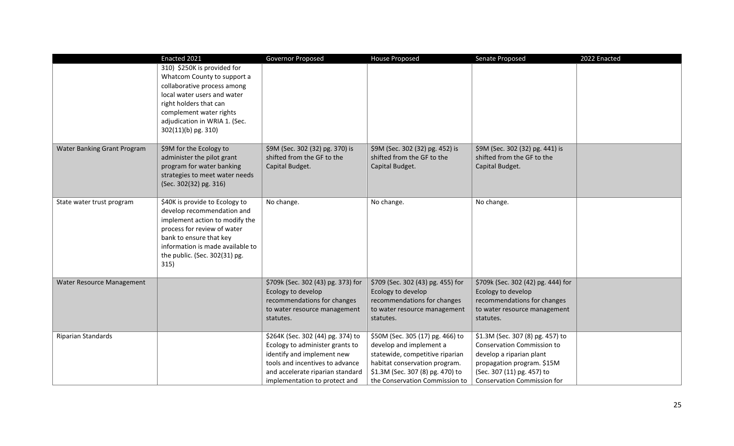| | Enacted 2021 | Governor Proposed | House Proposed | Senate Proposed | 2022 Enacted |
|---|---|---|---|---|---|
| | 310) $250K is provided for Whatcom County to support a collaborative process among local water users and water right holders that can complement water rights adjudication in WRIA 1. (Sec. 302(11)(b) pg. 310) | | | | |
| Water Banking Grant Program | $9M for the Ecology to administer the pilot grant program for water banking strategies to meet water needs (Sec. 302(32) pg. 316) | $9M (Sec. 302 (32) pg. 370) is shifted from the GF to the Capital Budget. | $9M (Sec. 302 (32) pg. 452) is shifted from the GF to the Capital Budget. | $9M (Sec. 302 (32) pg. 441) is shifted from the GF to the Capital Budget. | |
| State water trust program | $40K is provide to Ecology to develop recommendation and implement action to modify the process for review of water bank to ensure that key information is made available to the public. (Sec. 302(31) pg. 315) | No change. | No change. | No change. | |
| Water Resource Management | | $709k (Sec. 302 (43) pg. 373) for Ecology to develop recommendations for changes to water resource management statutes. | $709 (Sec. 302 (43) pg. 455) for Ecology to develop recommendations for changes to water resource management statutes. | $709k (Sec. 302 (42) pg. 444) for Ecology to develop recommendations for changes to water resource management statutes. | |
| Riparian Standards | | $264K (Sec. 302 (44) pg. 374) to Ecology to administer grants to identify and implement new tools and incentives to advance and accelerate riparian standard implementation to protect and | $50M (Sec. 305 (17) pg. 466) to develop and implement a statewide, competitive riparian habitat conservation program. $1.3M (Sec. 307 (8) pg. 470) to the Conservation Commission to | $1.3M (Sec. 307 (8) pg. 457) to Conservation Commission to develop a riparian plant propagation program. $15M (Sec. 307 (11) pg. 457) to Conservation Commission for | |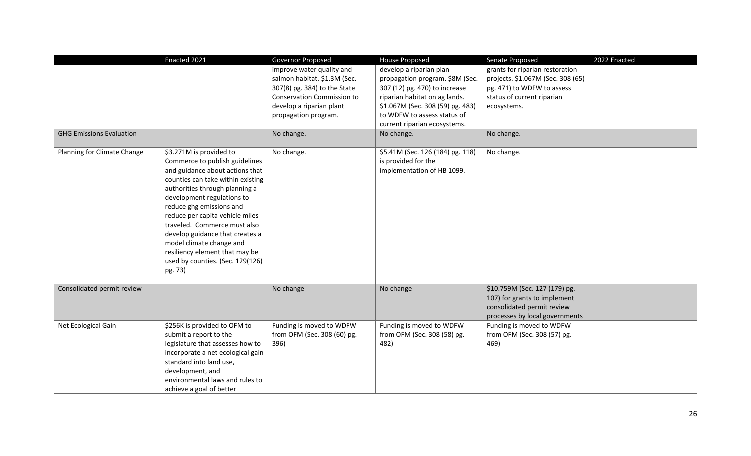| | Enacted 2021 | Governor Proposed | House Proposed | Senate Proposed | 2022 Enacted |
|---|---|---|---|---|---|
| | | improve water quality and salmon habitat. \$1.3M (Sec. 307(8) pg. 384) to the State Conservation Commission to develop a riparian plant propagation program. | develop a riparian plan propagation program. \$8M (Sec. 307 (12) pg. 470) to increase riparian habitat on ag lands. \$1.067M (Sec. 308 (59) pg. 483) to WDFW to assess status of current riparian ecosystems. | grants for riparian restoration projects. \$1.067M (Sec. 308 (65) pg. 471) to WDFW to assess status of current riparian ecosystems. | |
| GHG Emissions Evaluation | | No change. | No change. | No change. | |
| Planning for Climate Change | \$3.271M is provided to Commerce to publish guidelines and guidance about actions that counties can take within existing authorities through planning a development regulations to reduce ghg emissions and reduce per capita vehicle miles traveled. Commerce must also develop guidance that creates a model climate change and resiliency element that may be used by counties. (Sec. 129(126) pg. 73) | No change. | \$5.41M (Sec. 126 (184) pg. 118) is provided for the implementation of HB 1099. | No change. | |
| Consolidated permit review | | No change | No change | \$10.759M (Sec. 127 (179) pg. 107) for grants to implement consolidated permit review processes by local governments | |
| Net Ecological Gain | \$256K is provided to OFM to submit a report to the legislature that assesses how to incorporate a net ecological gain standard into land use, development, and environmental laws and rules to achieve a goal of better | Funding is moved to WDFW from OFM (Sec. 308 (60) pg. 396) | Funding is moved to WDFW from OFM (Sec. 308 (58) pg. 482) | Funding is moved to WDFW from OFM (Sec. 308 (57) pg. 469) | |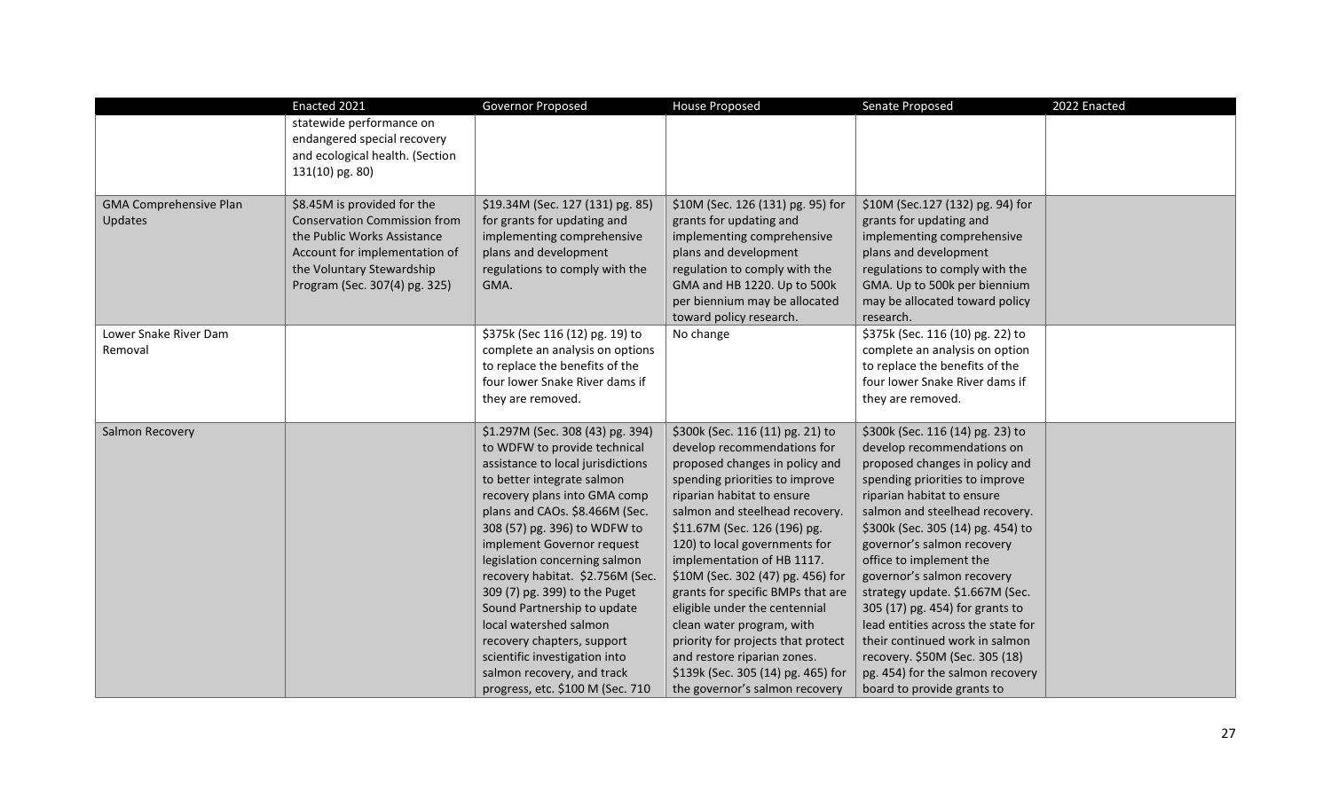| | Enacted 2021 | Governor Proposed | House Proposed | Senate Proposed | 2022 Enacted |
|---|---|---|---|---|---|
| | statewide performance on endangered special recovery and ecological health. (Section 131(10) pg. 80) | | | | |
| GMA Comprehensive Plan Updates | $8.45M is provided for the Conservation Commission from the Public Works Assistance Account for implementation of the Voluntary Stewardship Program (Sec. 307(4) pg. 325) | $19.34M (Sec. 127 (131) pg. 85) for grants for updating and implementing comprehensive plans and development regulations to comply with the GMA. | $10M (Sec. 126 (131) pg. 95) for grants for updating and implementing comprehensive plans and development regulation to comply with the GMA and HB 1220. Up to 500k per biennium may be allocated toward policy research. | $10M (Sec.127 (132) pg. 94) for grants for updating and implementing comprehensive plans and development regulations to comply with the GMA. Up to 500k per biennium may be allocated toward policy research. | |
| Lower Snake River Dam Removal | | $375k (Sec 116 (12) pg. 19) to complete an analysis on options to replace the benefits of the four lower Snake River dams if they are removed. | No change | $375k (Sec. 116 (10) pg. 22) to complete an analysis on option to replace the benefits of the four lower Snake River dams if they are removed. | |
| Salmon Recovery | | $1.297M (Sec. 308 (43) pg. 394) to WDFW to provide technical assistance to local jurisdictions to better integrate salmon recovery plans into GMA comp plans and CAOs. $8.466M (Sec. 308 (57) pg. 396) to WDFW to implement Governor request legislation concerning salmon recovery habitat. $2.756M (Sec. 309 (7) pg. 399) to the Puget Sound Partnership to update local watershed salmon recovery chapters, support scientific investigation into salmon recovery, and track progress, etc. $100 M (Sec. 710 | $300k (Sec. 116 (11) pg. 21) to develop recommendations for proposed changes in policy and spending priorities to improve riparian habitat to ensure salmon and steelhead recovery. $11.67M (Sec. 126 (196) pg. 120) to local governments for implementation of HB 1117. $10M (Sec. 302 (47) pg. 456) for grants for specific BMPs that are eligible under the centennial clean water program, with priority for projects that protect and restore riparian zones. $139k (Sec. 305 (14) pg. 465) for the governor's salmon recovery | $300k (Sec. 116 (14) pg. 23) to develop recommendations on proposed changes in policy and spending priorities to improve riparian habitat to ensure salmon and steelhead recovery. $300k (Sec. 305 (14) pg. 454) to governor's salmon recovery office to implement the governor's salmon recovery strategy update. $1.667M (Sec. 305 (17) pg. 454) for grants to lead entities across the state for their continued work in salmon recovery. $50M (Sec. 305 (18) pg. 454) for the salmon recovery board to provide grants to | |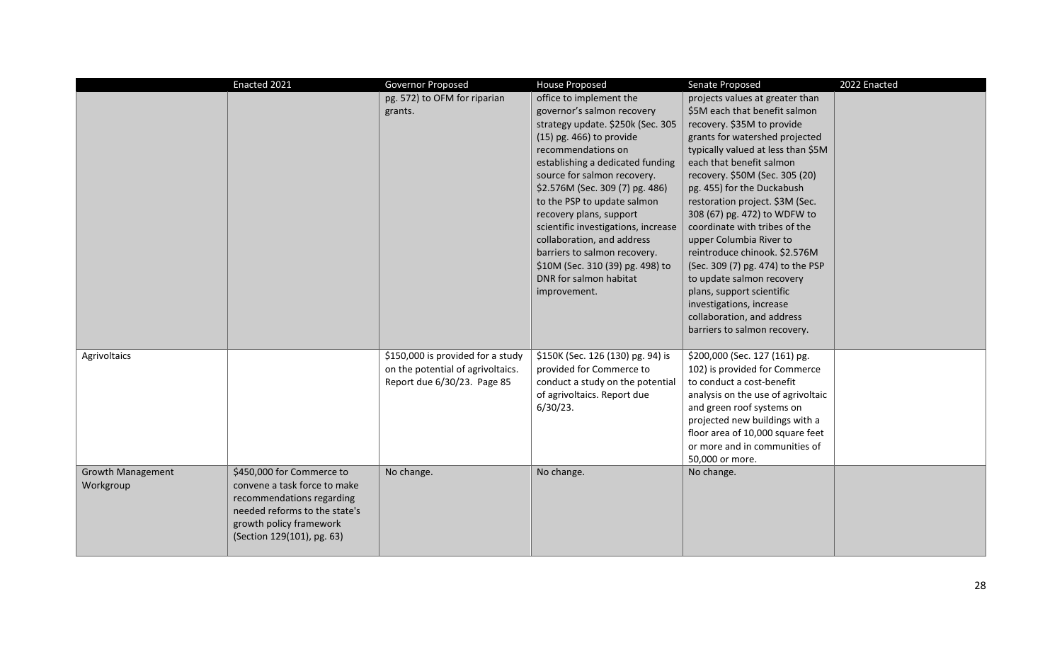| | Enacted 2021 | Governor Proposed | House Proposed | Senate Proposed | 2022 Enacted |
|---|---|---|---|---|---|
| | | pg. 572) to OFM for riparian grants. | office to implement the governor's salmon recovery strategy update. $250k (Sec. 305 (15) pg. 466) to provide recommendations on establishing a dedicated funding source for salmon recovery. $2.576M (Sec. 309 (7) pg. 486) to the PSP to update salmon recovery plans, support scientific investigations, increase collaboration, and address barriers to salmon recovery. $10M (Sec. 310 (39) pg. 498) to DNR for salmon habitat improvement. | projects values at greater than $5M each that benefit salmon recovery. $35M to provide grants for watershed projected typically valued at less than $5M each that benefit salmon recovery. $50M (Sec. 305 (20) pg. 455) for the Duckabush restoration project. $3M (Sec. 308 (67) pg. 472) to WDFW to coordinate with tribes of the upper Columbia River to reintroduce chinook. $2.576M (Sec. 309 (7) pg. 474) to the PSP to update salmon recovery plans, support scientific investigations, increase collaboration, and address barriers to salmon recovery. | |
| Agrivoltaics | | $150,000 is provided for a study on the potential of agrivoltaics. Report due 6/30/23. Page 85 | $150K (Sec. 126 (130) pg. 94) is provided for Commerce to conduct a study on the potential of agrivoltaics. Report due 6/30/23. | $200,000 (Sec. 127 (161) pg. 102) is provided for Commerce to conduct a cost-benefit analysis on the use of agrivoltaic and green roof systems on projected new buildings with a floor area of 10,000 square feet or more and in communities of 50,000 or more. | |
| Growth Management Workgroup | $450,000 for Commerce to convene a task force to make recommendations regarding needed reforms to the state's growth policy framework (Section 129(101), pg. 63) | No change. | No change. | No change. | |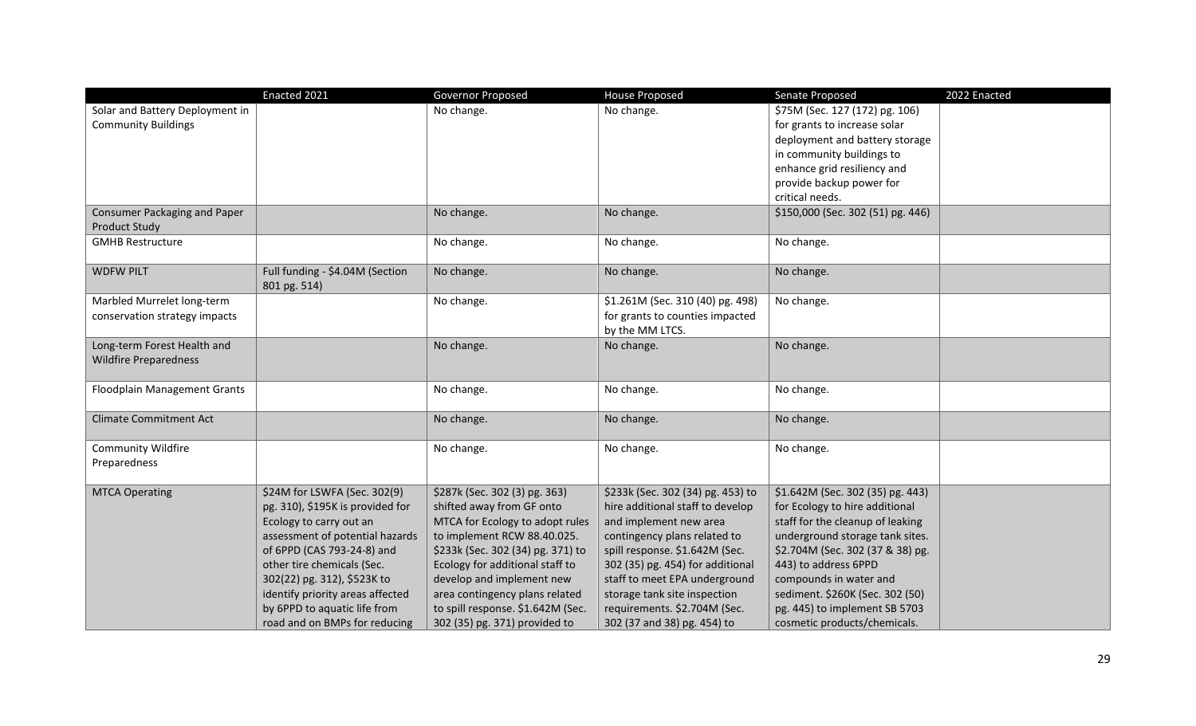| | Enacted 2021 | Governor Proposed | House Proposed | Senate Proposed | 2022 Enacted |
|---|---|---|---|---|---|
| Solar and Battery Deployment in Community Buildings | | No change. | No change. | \$75M (Sec. 127 (172) pg. 106) for grants to increase solar deployment and battery storage in community buildings to enhance grid resiliency and provide backup power for critical needs. | |
| Consumer Packaging and Paper Product Study | | No change. | No change. | \$150,000 (Sec. 302 (51) pg. 446) | |
| GMHB Restructure | | No change. | No change. | No change. | |
| WDFW PILT | Full funding - \$4.04M (Section 801 pg. 514) | No change. | No change. | No change. | |
| Marbled Murrelet long-term conservation strategy impacts | | No change. | \$1.261M (Sec. 310 (40) pg. 498) for grants to counties impacted by the MM LTCS. | No change. | |
| Long-term Forest Health and Wildfire Preparedness | | No change. | No change. | No change. | |
| Floodplain Management Grants | | No change. | No change. | No change. | |
| Climate Commitment Act | | No change. | No change. | No change. | |
| Community Wildfire Preparedness | | No change. | No change. | No change. | |
| MTCA Operating | \$24M for LSWFA (Sec. 302(9) pg. 310), \$195K is provided for Ecology to carry out an assessment of potential hazards of 6PPD (CAS 793-24-8) and other tire chemicals (Sec. 302(22) pg. 312), \$523K to identify priority areas affected by 6PPD to aquatic life from road and on BMPs for reducing | \$287k (Sec. 302 (3) pg. 363) shifted away from GF onto MTCA for Ecology to adopt rules to implement RCW 88.40.025. \$233k (Sec. 302 (34) pg. 371) to Ecology for additional staff to develop and implement new area contingency plans related to spill response. \$1.642M (Sec. 302 (35) pg. 371) provided to | \$233k (Sec. 302 (34) pg. 453) to hire additional staff to develop and implement new area contingency plans related to spill response. \$1.642M (Sec. 302 (35) pg. 454) for additional staff to meet EPA underground storage tank site inspection requirements. \$2.704M (Sec. 302 (37 and 38) pg. 454) to | \$1.642M (Sec. 302 (35) pg. 443) for Ecology to hire additional staff for the cleanup of leaking underground storage tank sites. \$2.704M (Sec. 302 (37 & 38) pg. 443) to address 6PPD compounds in water and sediment. \$260K (Sec. 302 (50) pg. 445) to implement SB 5703 cosmetic products/chemicals. | |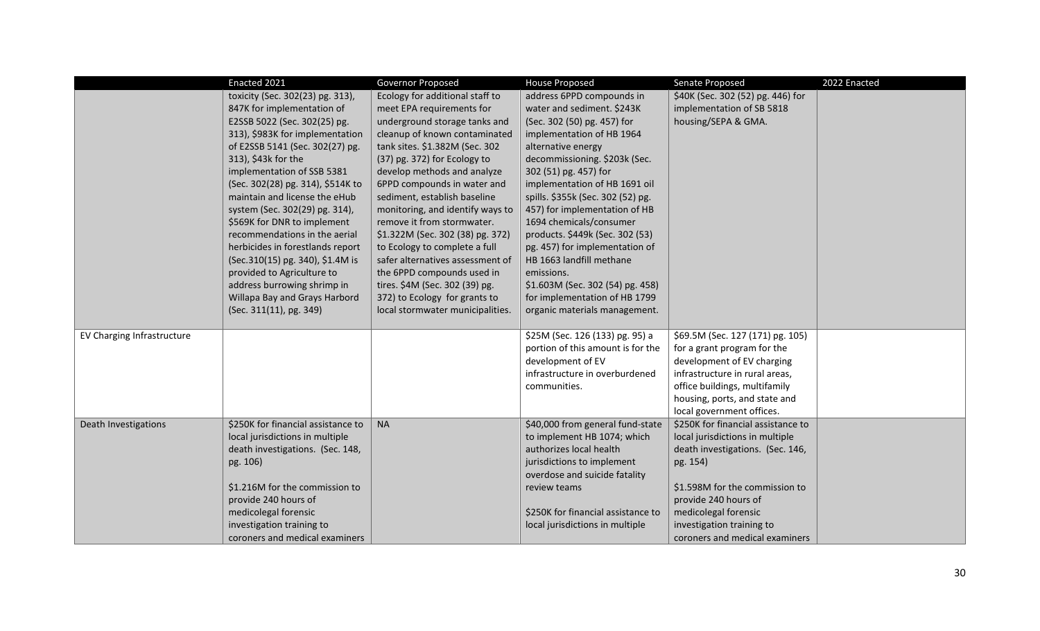| | Enacted 2021 | Governor Proposed | House Proposed | Senate Proposed | 2022 Enacted |
|---|---|---|---|---|---|
| | toxicity (Sec. 302(23) pg. 313), 847K for implementation of E2SSB 5022 (Sec. 302(25) pg. 313), $983K for implementation of E2SSB 5141 (Sec. 302(27) pg. 313), $43k for the implementation of SSB 5381 (Sec. 302(28) pg. 314), $514K to maintain and license the eHub system (Sec. 302(29) pg. 314), $569K for DNR to implement recommendations in the aerial herbicides in forestlands report (Sec.310(15) pg. 340), $1.4M is provided to Agriculture to address burrowing shrimp in Willapa Bay and Grays Harbord (Sec. 311(11), pg. 349) | Ecology for additional staff to meet EPA requirements for underground storage tanks and cleanup of known contaminated tank sites. $1.382M (Sec. 302 (37) pg. 372) for Ecology to develop methods and analyze 6PPD compounds in water and sediment, establish baseline monitoring, and identify ways to remove it from stormwater. $1.322M (Sec. 302 (38) pg. 372) to Ecology to complete a full safer alternatives assessment of the 6PPD compounds used in tires. $4M (Sec. 302 (39) pg. 372) to Ecology for grants to local stormwater municipalities. | address 6PPD compounds in water and sediment. $243K (Sec. 302 (50) pg. 457) for implementation of HB 1964 alternative energy decommissioning. $203k (Sec. 302 (51) pg. 457) for implementation of HB 1691 oil spills. $355k (Sec. 302 (52) pg. 457) for implementation of HB 1694 chemicals/consumer products. $449k (Sec. 302 (53) pg. 457) for implementation of HB 1663 landfill methane emissions. $1.603M (Sec. 302 (54) pg. 458) for implementation of HB 1799 organic materials management. | $40K (Sec. 302 (52) pg. 446) for implementation of SB 5818 housing/SEPA & GMA. | |
| EV Charging Infrastructure | | | $25M (Sec. 126 (133) pg. 95) a portion of this amount is for the development of EV infrastructure in overburdened communities. | $69.5M (Sec. 127 (171) pg. 105) for a grant program for the development of EV charging infrastructure in rural areas, office buildings, multifamily housing, ports, and state and local government offices. | |
| Death Investigations | $250K for financial assistance to local jurisdictions in multiple death investigations. (Sec. 148, pg. 106)<br><br>$1.216M for the commission to provide 240 hours of medicolegal forensic investigation training to coroners and medical examiners | NA | $40,000 from general fund-state to implement HB 1074; which authorizes local health jurisdictions to implement overdose and suicide fatality review teams<br><br>$250K for financial assistance to local jurisdictions in multiple | $250K for financial assistance to local jurisdictions in multiple death investigations. (Sec. 146, pg. 154)<br><br>$1.598M for the commission to provide 240 hours of medicolegal forensic investigation training to coroners and medical examiners | |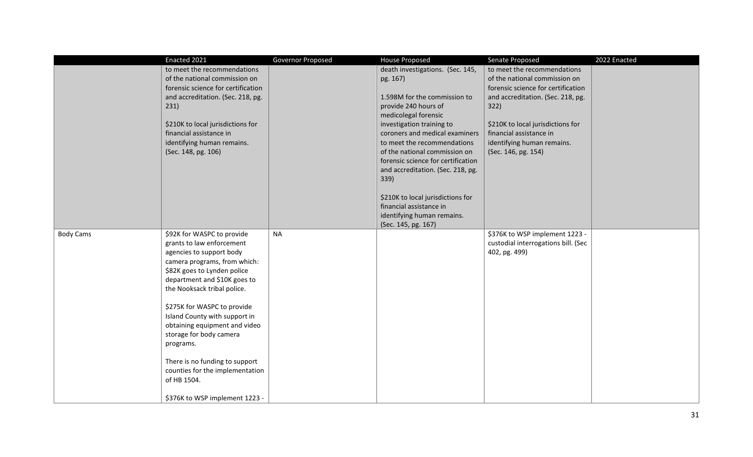| | Enacted 2021 | Governor Proposed | House Proposed | Senate Proposed | 2022 Enacted |
|---|---|---|---|---|---|
| | to meet the recommendations of the national commission on forensic science for certification and accreditation. (Sec. 218, pg. 231)<br><br>$210K to local jurisdictions for financial assistance in identifying human remains. (Sec. 148, pg. 106) | | death investigations. (Sec. 145, pg. 167)<br><br>1.598M for the commission to provide 240 hours of medicolegal forensic investigation training to coroners and medical examiners to meet the recommendations of the national commission on forensic science for certification and accreditation. (Sec. 218, pg. 339)<br><br>$210K to local jurisdictions for financial assistance in identifying human remains. (Sec. 145, pg. 167) | to meet the recommendations of the national commission on forensic science for certification and accreditation. (Sec. 218, pg. 322)<br><br>$210K to local jurisdictions for financial assistance in identifying human remains. (Sec. 146, pg. 154) | |
| Body Cams | $92K for WASPC to provide grants to law enforcement agencies to support body camera programs, from which: $82K goes to Lynden police department and $10K goes to the Nooksack tribal police.<br><br>$275K for WASPC to provide Island County with support in obtaining equipment and video storage for body camera programs.<br><br>There is no funding to support counties for the implementation of HB 1504.<br><br>$376K to WSP implement 1223 - | NA | | $376K to WSP implement 1223 - custodial interrogations bill. (Sec 402, pg. 499) | |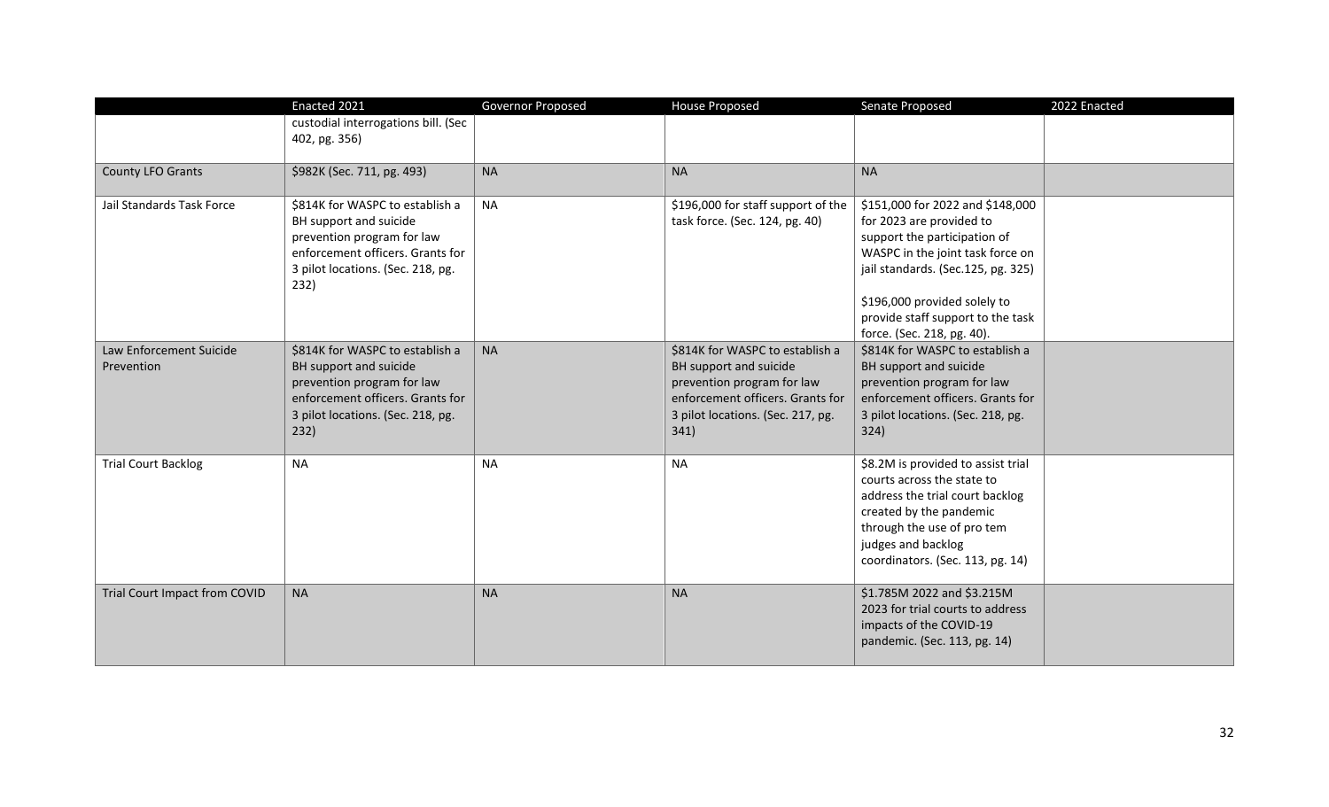| | Enacted 2021 | Governor Proposed | House Proposed | Senate Proposed | 2022 Enacted |
|---|---|---|---|---|---|
| | custodial interrogations bill. (Sec 402, pg. 356) | | | | |
| County LFO Grants | $982K (Sec. 711, pg. 493) | NA | NA | NA | |
| Jail Standards Task Force | $814K for WASPC to establish a BH support and suicide prevention program for law enforcement officers. Grants for 3 pilot locations. (Sec. 218, pg. 232) | NA | $196,000 for staff support of the task force. (Sec. 124, pg. 40) | $151,000 for 2022 and $148,000 for 2023 are provided to support the participation of WASPC in the joint task force on jail standards. (Sec.125, pg. 325)<br><br>$196,000 provided solely to provide staff support to the task force. (Sec. 218, pg. 40). | |
| Law Enforcement Suicide Prevention | $814K for WASPC to establish a BH support and suicide prevention program for law enforcement officers. Grants for 3 pilot locations. (Sec. 218, pg. 232) | NA | $814K for WASPC to establish a BH support and suicide prevention program for law enforcement officers. Grants for 3 pilot locations. (Sec. 217, pg. 341) | $814K for WASPC to establish a BH support and suicide prevention program for law enforcement officers. Grants for 3 pilot locations. (Sec. 218, pg. 324) | |
| Trial Court Backlog | NA | NA | NA | $8.2M is provided to assist trial courts across the state to address the trial court backlog created by the pandemic through the use of pro tem judges and backlog coordinators. (Sec. 113, pg. 14) | |
| Trial Court Impact from COVID | NA | NA | NA | $1.785M 2022 and $3.215M 2023 for trial courts to address impacts of the COVID-19 pandemic. (Sec. 113, pg. 14) | |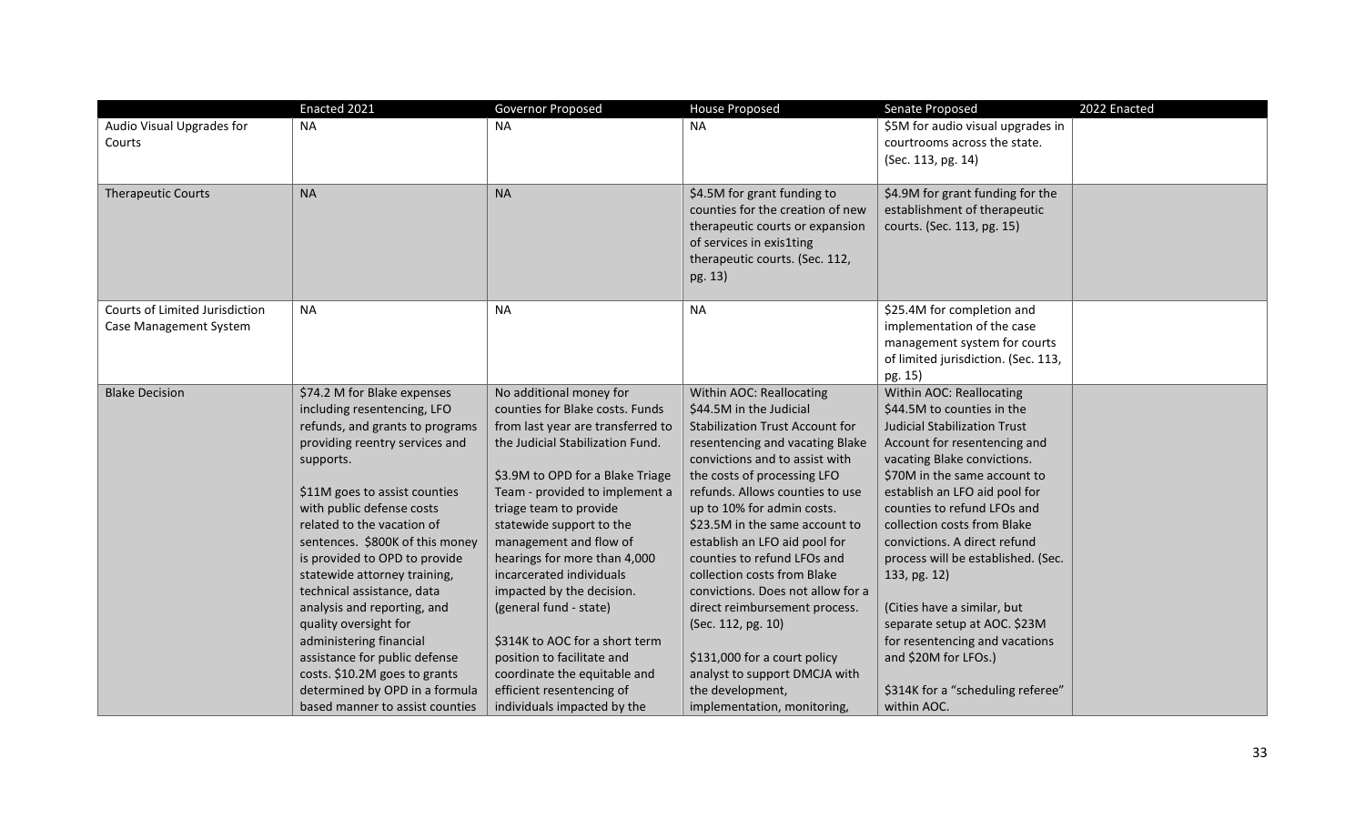| | Enacted 2021 | Governor Proposed | House Proposed | Senate Proposed | 2022 Enacted |
|---|---|---|---|---|---|
| Audio Visual Upgrades for Courts | NA | NA | NA | \$5M for audio visual upgrades in courtrooms across the state. (Sec. 113, pg. 14) | |
| Therapeutic Courts | NA | NA | \$4.5M for grant funding to counties for the creation of new therapeutic courts or expansion of services in exis1ting therapeutic courts. (Sec. 112, pg. 13) | \$4.9M for grant funding for the establishment of therapeutic courts. (Sec. 113, pg. 15) | |
| Courts of Limited Jurisdiction Case Management System | NA | NA | NA | \$25.4M for completion and implementation of the case management system for courts of limited jurisdiction. (Sec. 113, pg. 15) | |
| Blake Decision | \$74.2 M for Blake expenses including resentencing, LFO refunds, and grants to programs providing reentry services and supports.<br><br>\$11M goes to assist counties with public defense costs related to the vacation of sentences. \$800K of this money is provided to OPD to provide statewide attorney training, technical assistance, data analysis and reporting, and quality oversight for administering financial assistance for public defense costs. \$10.2M goes to grants determined by OPD in a formula based manner to assist counties | No additional money for counties for Blake costs. Funds from last year are transferred to the Judicial Stabilization Fund.<br><br>\$3.9M to OPD for a Blake Triage Team - provided to implement a triage team to provide statewide support to the management and flow of hearings for more than 4,000 incarcerated individuals impacted by the decision. (general fund - state)<br><br>\$314K to AOC for a short term position to facilitate and coordinate the equitable and efficient resentencing of individuals impacted by the | Within AOC: Reallocating \$44.5M in the Judicial Stabilization Trust Account for resentencing and vacating Blake convictions and to assist with the costs of processing LFO refunds. Allows counties to use up to 10% for admin costs. \$23.5M in the same account to establish an LFO aid pool for counties to refund LFOs and collection costs from Blake convictions. Does not allow for a direct reimbursement process. (Sec. 112, pg. 10)<br><br>\$131,000 for a court policy analyst to support DMCJA with the development, implementation, monitoring, | Within AOC: Reallocating \$44.5M to counties in the Judicial Stabilization Trust Account for resentencing and vacating Blake convictions. \$70M in the same account to establish an LFO aid pool for counties to refund LFOs and collection costs from Blake convictions. A direct refund process will be established. (Sec. 133, pg. 12)<br><br>(Cities have a similar, but separate setup at AOC. \$23M for resentencing and vacations and \$20M for LFOs.)<br><br>\$314K for a "scheduling referee" within AOC. | |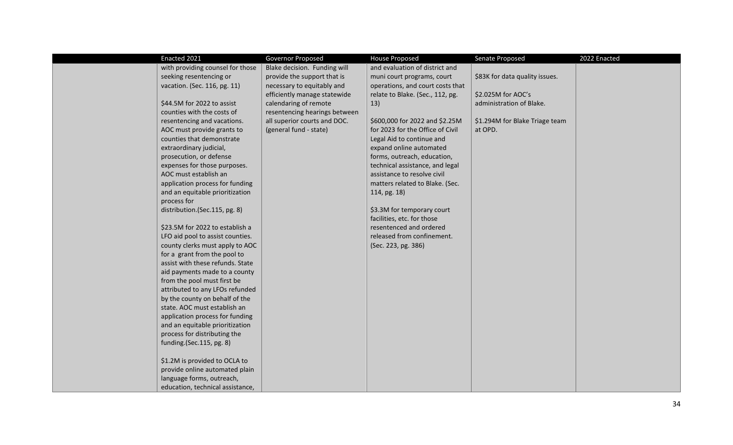| | Enacted 2021 | Governor Proposed | House Proposed | Senate Proposed | 2022 Enacted |
|---|---|---|---|---|---|
| | with providing counsel for those seeking resentencing or vacation. (Sec. 116, pg. 11)<br><br>$44.5M for 2022 to assist counties with the costs of resentencing and vacations. AOC must provide grants to counties that demonstrate extraordinary judicial, prosecution, or defense expenses for those purposes. AOC must establish an application process for funding and an equitable prioritization process for distribution.(Sec.115, pg. 8)<br><br>$23.5M for 2022 to establish a LFO aid pool to assist counties. county clerks must apply to AOC for a grant from the pool to assist with these refunds. State aid payments made to a county from the pool must first be attributed to any LFOs refunded by the county on behalf of the state. AOC must establish an application process for funding and an equitable prioritization process for distributing the funding.(Sec.115, pg. 8)<br><br>$1.2M is provided to OCLA to provide online automated plain language forms, outreach, education, technical assistance, | Blake decision. Funding will provide the support that is necessary to equitably and efficiently manage statewide calendaring of remote resentencing hearings between all superior courts and DOC. (general fund - state) | and evaluation of district and muni court programs, court operations, and court costs that relate to Blake. (Sec., 112, pg. 13)<br><br>$600,000 for 2022 and $2.25M for 2023 for the Office of Civil Legal Aid to continue and expand online automated forms, outreach, education, technical assistance, and legal assistance to resolve civil matters related to Blake. (Sec. 114, pg. 18)<br><br>$3.3M for temporary court facilities, etc. for those resentenced and ordered released from confinement. (Sec. 223, pg. 386) | $83K for data quality issues.<br><br>$2.025M for AOC's administration of Blake.<br><br>$1.294M for Blake Triage team at OPD. | |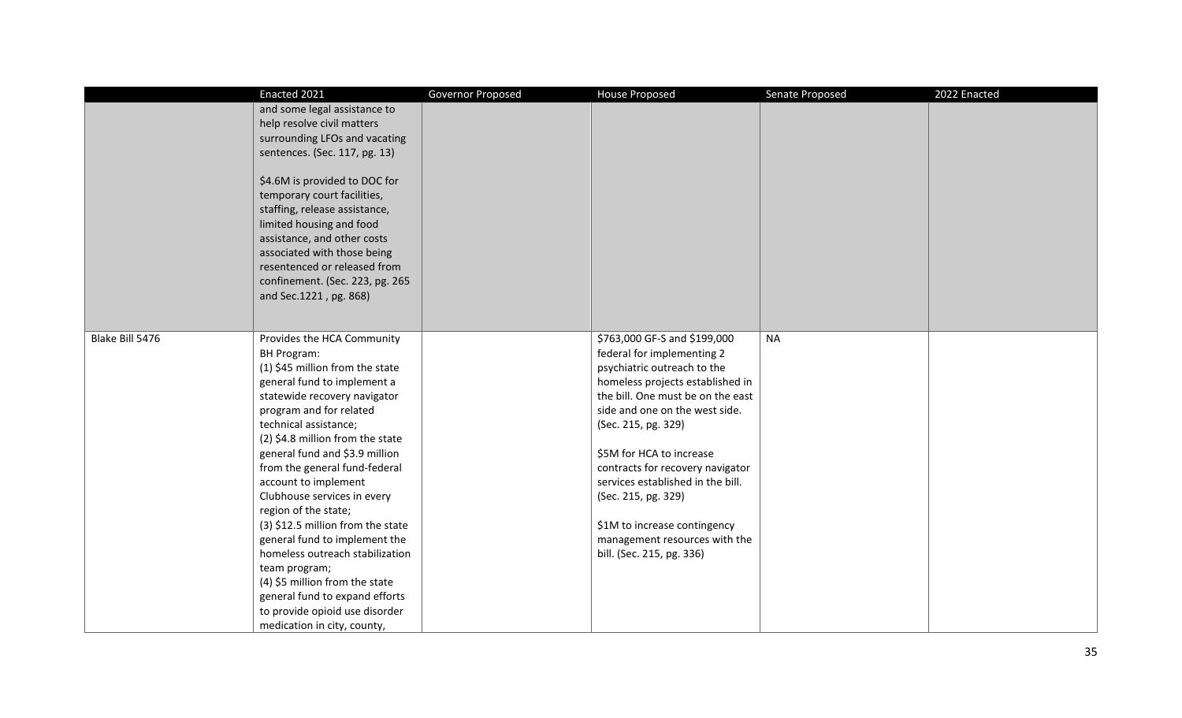| | Enacted 2021 | Governor Proposed | House Proposed | Senate Proposed | 2022 Enacted |
|---|---|---|---|---|---|
| | and some legal assistance to help resolve civil matters surrounding LFOs and vacating sentences. (Sec. 117, pg. 13)<br><br>$4.6M is provided to DOC for temporary court facilities, staffing, release assistance, limited housing and food assistance, and other costs associated with those being resentenced or released from confinement. (Sec. 223, pg. 265 and Sec.1221 , pg. 868) | | | | |
| Blake Bill 5476 | Provides the HCA Community BH Program:<br>(1) $45 million from the state general fund to implement a statewide recovery navigator program and for related technical assistance;<br>(2) $4.8 million from the state general fund and $3.9 million from the general fund-federal account to implement Clubhouse services in every region of the state;<br>(3) $12.5 million from the state general fund to implement the homeless outreach stabilization team program;<br>(4) $5 million from the state general fund to expand efforts to provide opioid use disorder medication in city, county, | | $763,000 GF-S and $199,000 federal for implementing 2 psychiatric outreach to the homeless projects established in the bill. One must be on the east side and one on the west side. (Sec. 215, pg. 329)<br><br>$5M for HCA to increase contracts for recovery navigator services established in the bill. (Sec. 215, pg. 329)<br><br>$1M to increase contingency management resources with the bill. (Sec. 215, pg. 336) | NA | |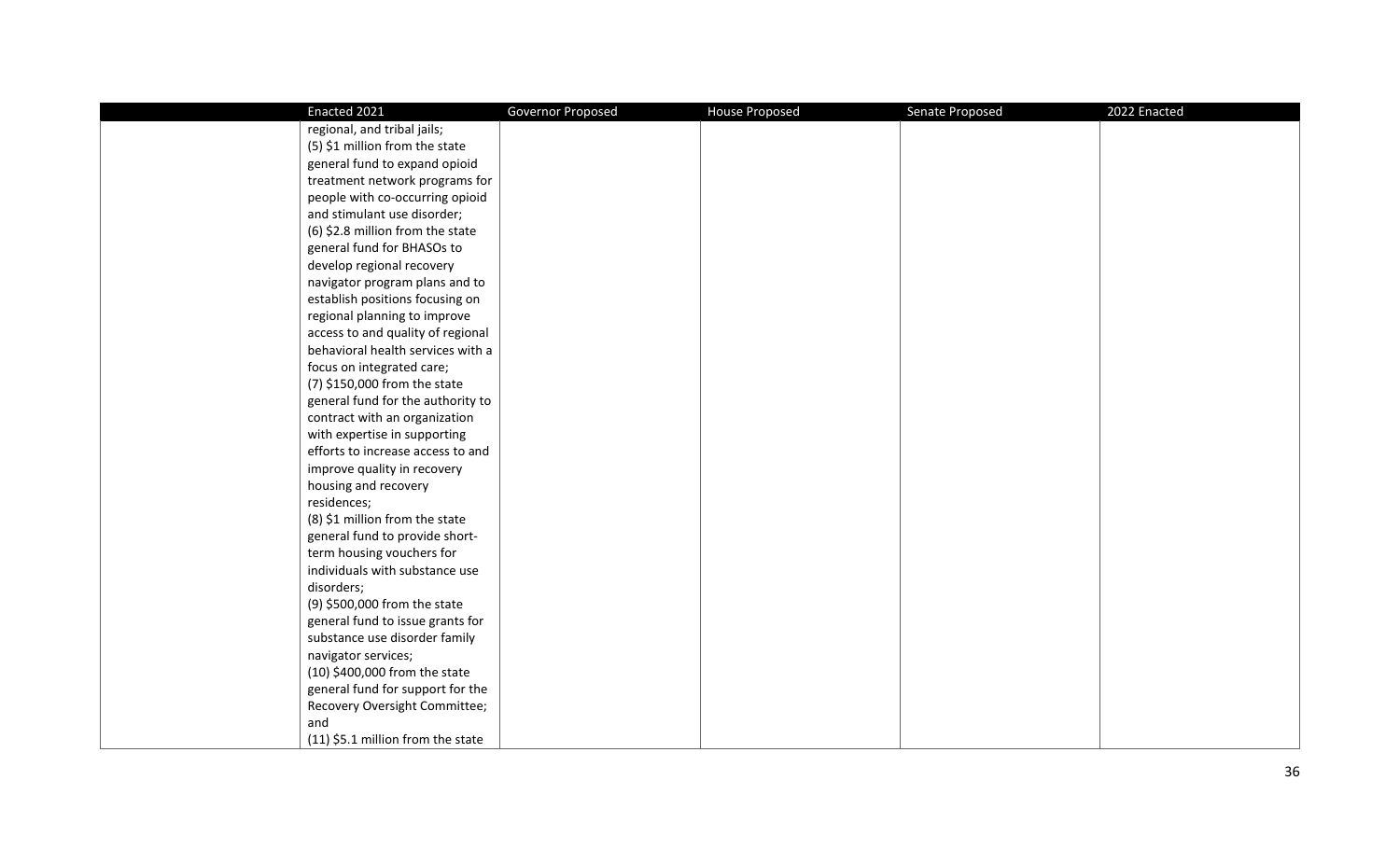| | Enacted 2021 | Governor Proposed | House Proposed | Senate Proposed | 2022 Enacted |
|---|---|---|---|---|---|
| | regional, and tribal jails;<br>(5) $1 million from the state general fund to expand opioid treatment network programs for people with co-occurring opioid and stimulant use disorder;<br>(6) $2.8 million from the state general fund for BHASOs to develop regional recovery navigator program plans and to establish positions focusing on regional planning to improve access to and quality of regional behavioral health services with a focus on integrated care;<br>(7) $150,000 from the state general fund for the authority to contract with an organization with expertise in supporting efforts to increase access to and improve quality in recovery housing and recovery residences;<br>(8) $1 million from the state general fund to provide short-term housing vouchers for individuals with substance use disorders;<br>(9) $500,000 from the state general fund to issue grants for substance use disorder family navigator services;<br>(10) $400,000 from the state general fund for support for the Recovery Oversight Committee; and<br>(11) $5.1 million from the state | | | | |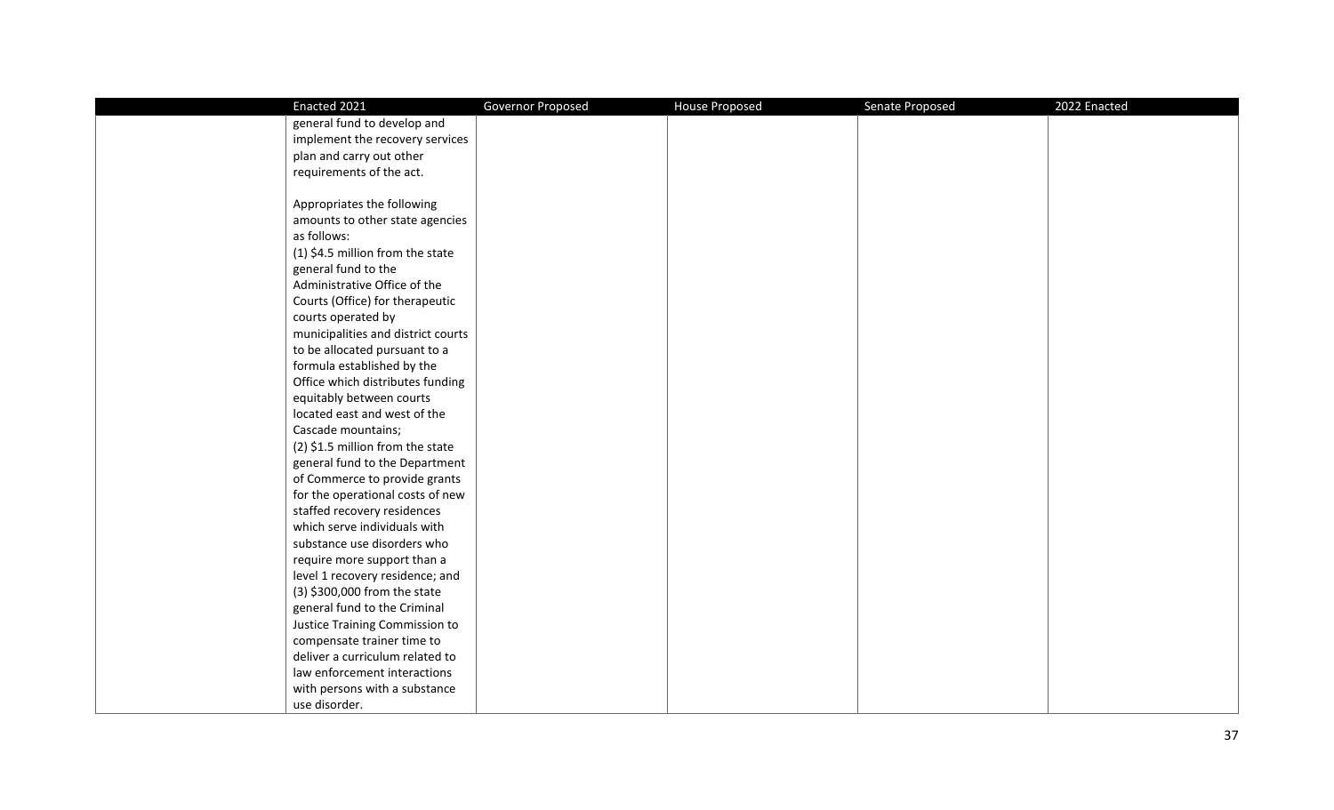| | Enacted 2021 | Governor Proposed | House Proposed | Senate Proposed | 2022 Enacted |
|---|---|---|---|---|---|
| | general fund to develop and implement the recovery services plan and carry out other requirements of the act.<br><br>Appropriates the following amounts to other state agencies as follows:<br>(1) $4.5 million from the state general fund to the Administrative Office of the Courts (Office) for therapeutic courts operated by municipalities and district courts to be allocated pursuant to a formula established by the Office which distributes funding equitably between courts located east and west of the Cascade mountains;<br>(2) $1.5 million from the state general fund to the Department of Commerce to provide grants for the operational costs of new staffed recovery residences which serve individuals with substance use disorders who require more support than a level 1 recovery residence; and<br>(3) $300,000 from the state general fund to the Criminal Justice Training Commission to compensate trainer time to deliver a curriculum related to law enforcement interactions with persons with a substance use disorder. | | | | |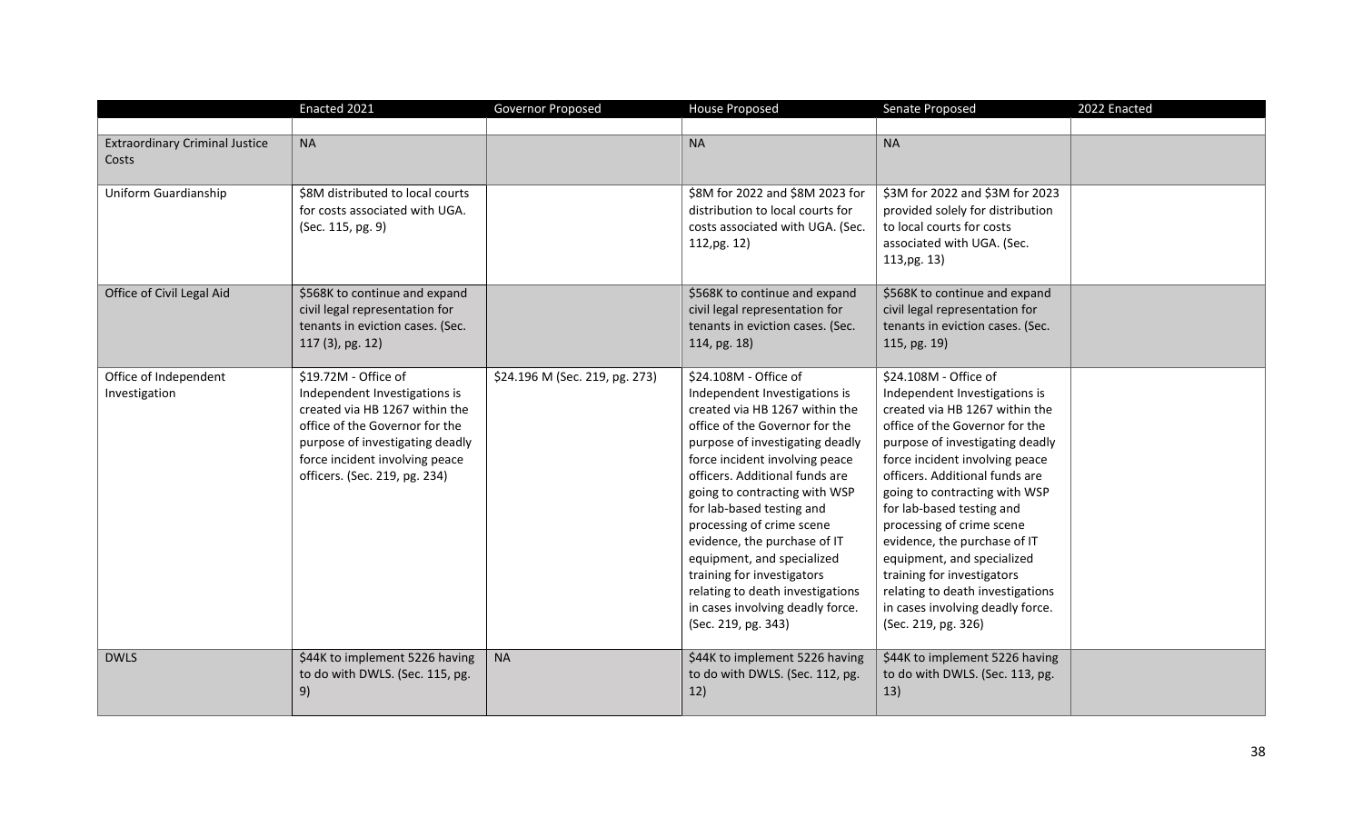| | Enacted 2021 | Governor Proposed | House Proposed | Senate Proposed | 2022 Enacted |
|---|---|---|---|---|---|
| | | | | | |
| Extraordinary Criminal Justice Costs | NA | | NA | NA | |
| Uniform Guardianship | $8M distributed to local courts for costs associated with UGA. (Sec. 115, pg. 9) | | $8M for 2022 and $8M 2023 for distribution to local courts for costs associated with UGA. (Sec. 112,pg. 12) | $3M for 2022 and $3M for 2023 provided solely for distribution to local courts for costs associated with UGA. (Sec. 113,pg. 13) | |
| Office of Civil Legal Aid | $568K to continue and expand civil legal representation for tenants in eviction cases. (Sec. 117 (3), pg. 12) | | $568K to continue and expand civil legal representation for tenants in eviction cases. (Sec. 114, pg. 18) | $568K to continue and expand civil legal representation for tenants in eviction cases. (Sec. 115, pg. 19) | |
| Office of Independent Investigation | $19.72M - Office of Independent Investigations is created via HB 1267 within the office of the Governor for the purpose of investigating deadly force incident involving peace officers. (Sec. 219, pg. 234) | $24.196 M (Sec. 219, pg. 273) | $24.108M - Office of Independent Investigations is created via HB 1267 within the office of the Governor for the purpose of investigating deadly force incident involving peace officers. Additional funds are going to contracting with WSP for lab-based testing and processing of crime scene evidence, the purchase of IT equipment, and specialized training for investigators relating to death investigations in cases involving deadly force. (Sec. 219, pg. 343) | $24.108M - Office of Independent Investigations is created via HB 1267 within the office of the Governor for the purpose of investigating deadly force incident involving peace officers. Additional funds are going to contracting with WSP for lab-based testing and processing of crime scene evidence, the purchase of IT equipment, and specialized training for investigators relating to death investigations in cases involving deadly force. (Sec. 219, pg. 326) | |
| DWLS | $44K to implement 5226 having to do with DWLS. (Sec. 115, pg. 9) | NA | $44K to implement 5226 having to do with DWLS. (Sec. 112, pg. 12) | $44K to implement 5226 having to do with DWLS. (Sec. 113, pg. 13) | |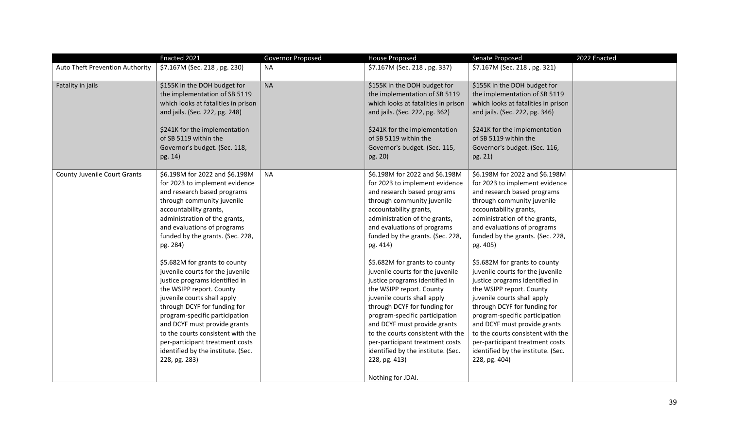| | Enacted 2021 | Governor Proposed | House Proposed | Senate Proposed | 2022 Enacted |
|---|---|---|---|---|---|
| Auto Theft Prevention Authority | $7.167M (Sec. 218 , pg. 230) | NA | $7.167M (Sec. 218 , pg. 337) | $7.167M (Sec. 218 , pg. 321) | |
| Fatality in jails | $155K in the DOH budget for the implementation of SB 5119 which looks at fatalities in prison and jails. (Sec. 222, pg. 248)<br><br>$241K for the implementation of SB 5119 within the Governor's budget. (Sec. 118, pg. 14) | NA | $155K in the DOH budget for the implementation of SB 5119 which looks at fatalities in prison and jails. (Sec. 222, pg. 362)<br><br>$241K for the implementation of SB 5119 within the Governor's budget. (Sec. 115, pg. 20) | $155K in the DOH budget for the implementation of SB 5119 which looks at fatalities in prison and jails. (Sec. 222, pg. 346)<br><br>$241K for the implementation of SB 5119 within the Governor's budget. (Sec. 116, pg. 21) | |
| County Juvenile Court Grants | $6.198M for 2022 and $6.198M for 2023 to implement evidence and research based programs through community juvenile accountability grants, administration of the grants, and evaluations of programs funded by the grants. (Sec. 228, pg. 284)<br><br>$5.682M for grants to county juvenile courts for the juvenile justice programs identified in the WSIPP report. County juvenile courts shall apply through DCYF for funding for program-specific participation and DCYF must provide grants to the courts consistent with the per-participant treatment costs identified by the institute. (Sec. 228, pg. 283) | NA | $6.198M for 2022 and $6.198M for 2023 to implement evidence and research based programs through community juvenile accountability grants, administration of the grants, and evaluations of programs funded by the grants. (Sec. 228, pg. 414)<br><br>$5.682M for grants to county juvenile courts for the juvenile justice programs identified in the WSIPP report. County juvenile courts shall apply through DCYF for funding for program-specific participation and DCYF must provide grants to the courts consistent with the per-participant treatment costs identified by the institute. (Sec. 228, pg. 413)<br><br>Nothing for JDAI. | $6.198M for 2022 and $6.198M for 2023 to implement evidence and research based programs through community juvenile accountability grants, administration of the grants, and evaluations of programs funded by the grants. (Sec. 228, pg. 405)<br><br>$5.682M for grants to county juvenile courts for the juvenile justice programs identified in the WSIPP report. County juvenile courts shall apply through DCYF for funding for program-specific participation and DCYF must provide grants to the courts consistent with the per-participant treatment costs identified by the institute. (Sec. 228, pg. 404) | |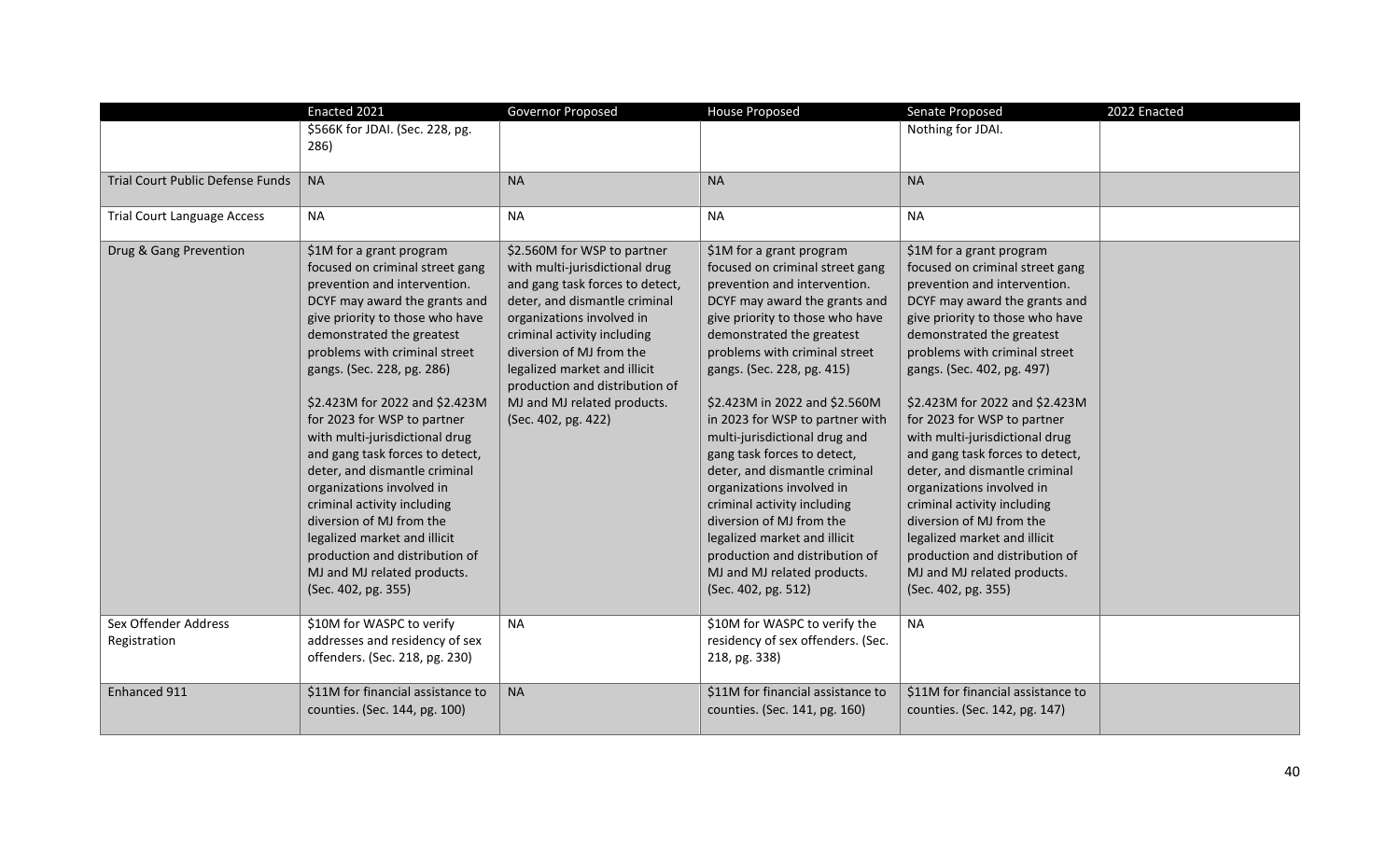| | Enacted 2021 | Governor Proposed | House Proposed | Senate Proposed | 2022 Enacted |
|---|---|---|---|---|---|
| | $566K for JDAI. (Sec. 228, pg. 286) | | | Nothing for JDAI. | |
| Trial Court Public Defense Funds | NA | NA | NA | NA | |
| Trial Court Language Access | NA | NA | NA | NA | |
| Drug & Gang Prevention | $1M for a grant program focused on criminal street gang prevention and intervention. DCYF may award the grants and give priority to those who have demonstrated the greatest problems with criminal street gangs. (Sec. 228, pg. 286)<br><br>$2.423M for 2022 and $2.423M for 2023 for WSP to partner with multi-jurisdictional drug and gang task forces to detect, deter, and dismantle criminal organizations involved in criminal activity including diversion of MJ from the legalized market and illicit production and distribution of MJ and MJ related products. (Sec. 402, pg. 355) | $2.560M for WSP to partner with multi-jurisdictional drug and gang task forces to detect, deter, and dismantle criminal organizations involved in criminal activity including diversion of MJ from the legalized market and illicit production and distribution of MJ and MJ related products. (Sec. 402, pg. 422) | $1M for a grant program focused on criminal street gang prevention and intervention. DCYF may award the grants and give priority to those who have demonstrated the greatest problems with criminal street gangs. (Sec. 228, pg. 415)<br><br>$2.423M in 2022 and $2.560M in 2023 for WSP to partner with multi-jurisdictional drug and gang task forces to detect, deter, and dismantle criminal organizations involved in criminal activity including diversion of MJ from the legalized market and illicit production and distribution of MJ and MJ related products. (Sec. 402, pg. 512) | $1M for a grant program focused on criminal street gang prevention and intervention. DCYF may award the grants and give priority to those who have demonstrated the greatest problems with criminal street gangs. (Sec. 402, pg. 497)<br><br>$2.423M for 2022 and $2.423M for 2023 for WSP to partner with multi-jurisdictional drug and gang task forces to detect, deter, and dismantle criminal organizations involved in criminal activity including diversion of MJ from the legalized market and illicit production and distribution of MJ and MJ related products. (Sec. 402, pg. 355) | |
| Sex Offender Address Registration | $10M for WASPC to verify addresses and residency of sex offenders. (Sec. 218, pg. 230) | NA | $10M for WASPC to verify the residency of sex offenders. (Sec. 218, pg. 338) | NA | |
| Enhanced 911 | $11M for financial assistance to counties. (Sec. 144, pg. 100) | NA | $11M for financial assistance to counties. (Sec. 141, pg. 160) | $11M for financial assistance to counties. (Sec. 142, pg. 147) | |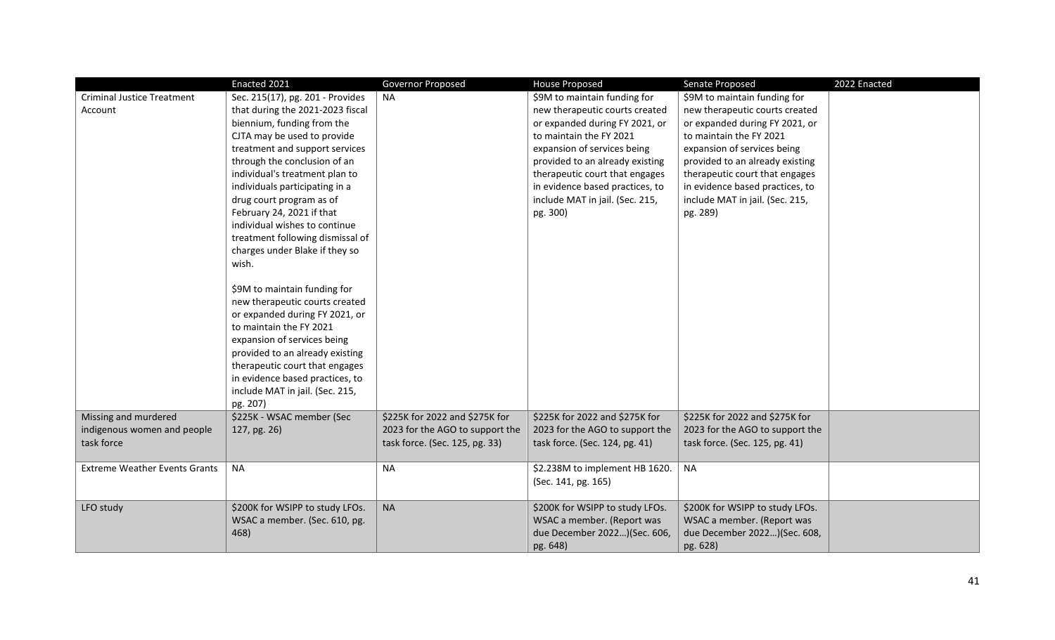| | Enacted 2021 | Governor Proposed | House Proposed | Senate Proposed | 2022 Enacted |
|---|---|---|---|---|---|
| Criminal Justice Treatment Account | Sec. 215(17), pg. 201 - Provides that during the 2021-2023 fiscal biennium, funding from the CJTA may be used to provide treatment and support services through the conclusion of an individual's treatment plan to individuals participating in a drug court program as of February 24, 2021 if that individual wishes to continue treatment following dismissal of charges under Blake if they so wish.<br><br>$9M to maintain funding for new therapeutic courts created or expanded during FY 2021, or to maintain the FY 2021 expansion of services being provided to an already existing therapeutic court that engages in evidence based practices, to include MAT in jail. (Sec. 215, pg. 207) | NA | $9M to maintain funding for new therapeutic courts created or expanded during FY 2021, or to maintain the FY 2021 expansion of services being provided to an already existing therapeutic court that engages in evidence based practices, to include MAT in jail. (Sec. 215, pg. 300) | $9M to maintain funding for new therapeutic courts created or expanded during FY 2021, or to maintain the FY 2021 expansion of services being provided to an already existing therapeutic court that engages in evidence based practices, to include MAT in jail. (Sec. 215, pg. 289) | |
| Missing and murdered indigenous women and people task force | $225K - WSAC member (Sec 127, pg. 26) | $225K for 2022 and $275K for 2023 for the AGO to support the task force. (Sec. 125, pg. 33) | $225K for 2022 and $275K for 2023 for the AGO to support the task force. (Sec. 124, pg. 41) | $225K for 2022 and $275K for 2023 for the AGO to support the task force. (Sec. 125, pg. 41) | |
| Extreme Weather Events Grants | NA | NA | $2.238M to implement HB 1620. (Sec. 141, pg. 165) | NA | |
| LFO study | $200K for WSIPP to study LFOs. WSAC a member. (Sec. 610, pg. 468) | NA | $200K for WSIPP to study LFOs. WSAC a member. (Report was due December 2022…)(Sec. 606, pg. 648) | $200K for WSIPP to study LFOs. WSAC a member. (Report was due December 2022…)(Sec. 608, pg. 628) | |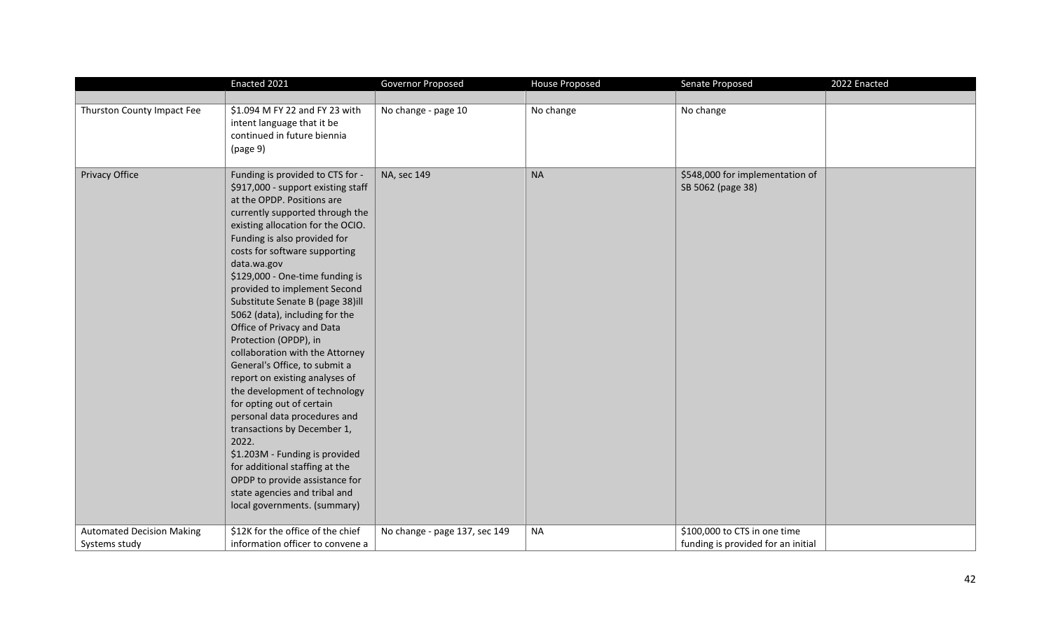| | Enacted 2021 | Governor Proposed | House Proposed | Senate Proposed | 2022 Enacted |
|---|---|---|---|---|---|
| | | | | | |
| Thurston County Impact Fee | $1.094 M FY 22 and FY 23 with intent language that it be continued in future biennia (page 9) | No change - page 10 | No change | No change | |
| Privacy Office | Funding is provided to CTS for - $917,000 - support existing staff at the OPDP. Positions are currently supported through the existing allocation for the OCIO. Funding is also provided for costs for software supporting data.wa.gov<br>$129,000 - One-time funding is provided to implement Second Substitute Senate B (page 38)ill 5062 (data), including for the Office of Privacy and Data Protection (OPDP), in collaboration with the Attorney General's Office, to submit a report on existing analyses of the development of technology for opting out of certain personal data procedures and transactions by December 1, 2022.<br>$1.203M - Funding is provided for additional staffing at the OPDP to provide assistance for state agencies and tribal and local governments. (summary) | NA, sec 149 | NA | $548,000 for implementation of SB 5062 (page 38) | |
| Automated Decision Making Systems study | $12K for the office of the chief information officer to convene a | No change - page 137, sec 149 | NA | $100,000 to CTS in one time funding is provided for an initial | |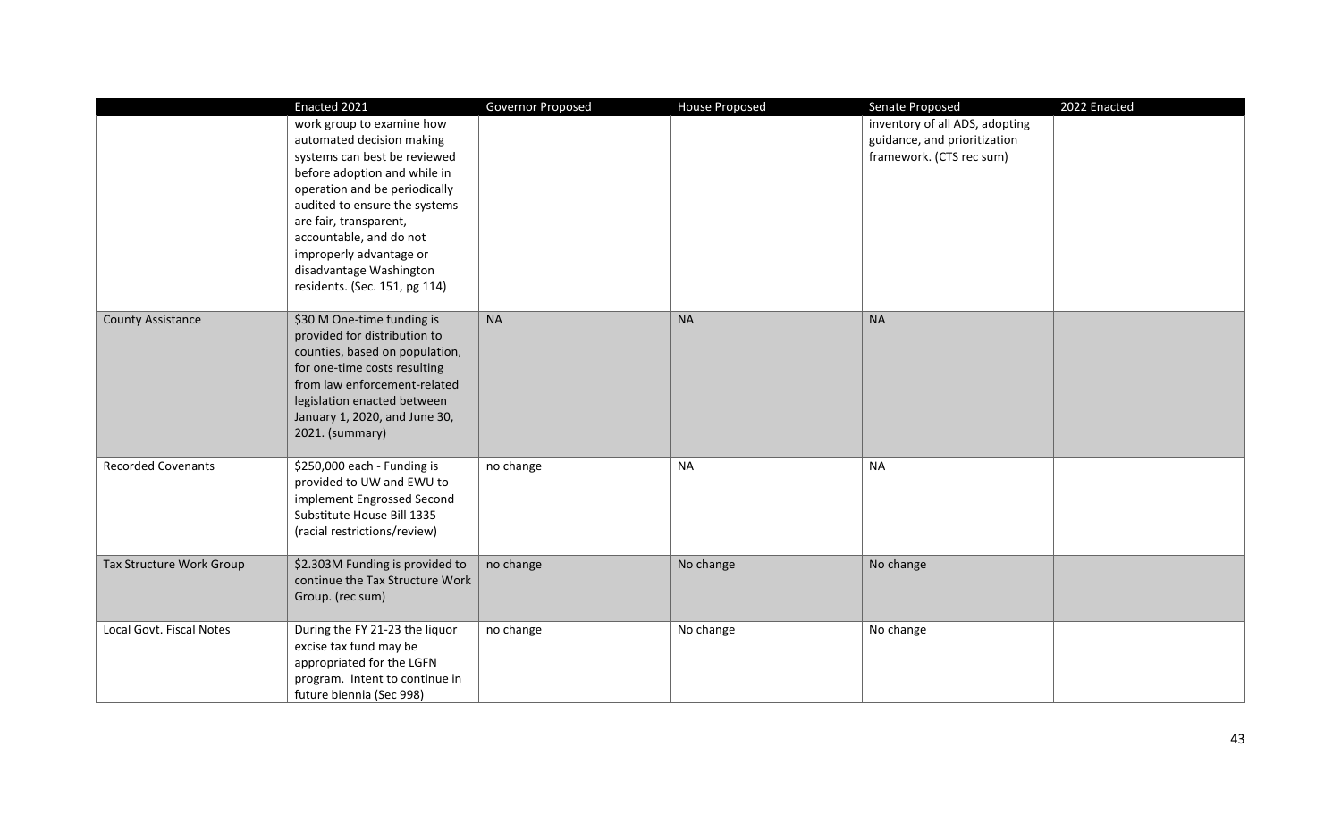| | Enacted 2021 | Governor Proposed | House Proposed | Senate Proposed | 2022 Enacted |
|---|---|---|---|---|---|
| | work group to examine how automated decision making systems can best be reviewed before adoption and while in operation and be periodically audited to ensure the systems are fair, transparent, accountable, and do not improperly advantage or disadvantage Washington residents. (Sec. 151, pg 114) | | | inventory of all ADS, adopting guidance, and prioritization framework. (CTS rec sum) | |
| County Assistance | $30 M One-time funding is provided for distribution to counties, based on population, for one-time costs resulting from law enforcement-related legislation enacted between January 1, 2020, and June 30, 2021. (summary) | NA | NA | NA | |
| Recorded Covenants | $250,000 each - Funding is provided to UW and EWU to implement Engrossed Second Substitute House Bill 1335 (racial restrictions/review) | no change | NA | NA | |
| Tax Structure Work Group | $2.303M Funding is provided to continue the Tax Structure Work Group. (rec sum) | no change | No change | No change | |
| Local Govt. Fiscal Notes | During the FY 21-23 the liquor excise tax fund may be appropriated for the LGFN program. Intent to continue in future biennia (Sec 998) | no change | No change | No change | |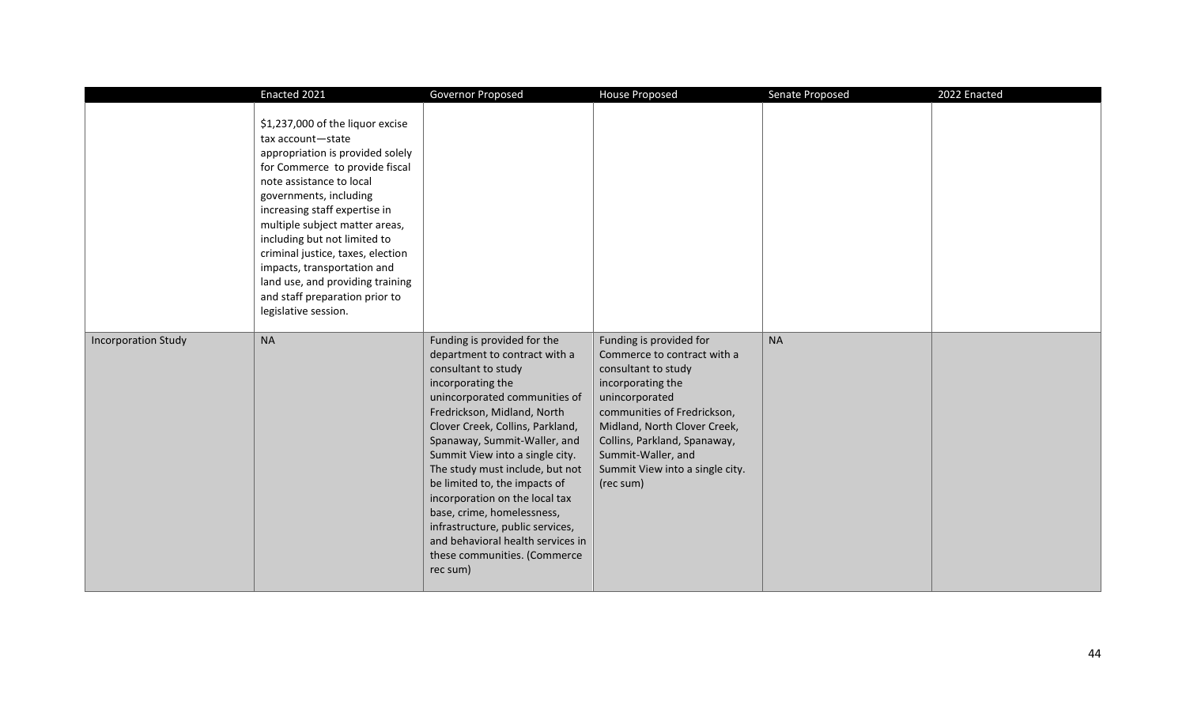| | Enacted 2021 | Governor Proposed | House Proposed | Senate Proposed | 2022 Enacted |
|---|---|---|---|---|---|
| | $1,237,000 of the liquor excise tax account—state appropriation is provided solely for Commerce to provide fiscal note assistance to local governments, including increasing staff expertise in multiple subject matter areas, including but not limited to criminal justice, taxes, election impacts, transportation and land use, and providing training and staff preparation prior to legislative session. | | | | |
| Incorporation Study | NA | Funding is provided for the department to contract with a consultant to study incorporating the unincorporated communities of Fredrickson, Midland, North Clover Creek, Collins, Parkland, Spanaway, Summit-Waller, and Summit View into a single city. The study must include, but not be limited to, the impacts of incorporation on the local tax base, crime, homelessness, infrastructure, public services, and behavioral health services in these communities. (Commerce rec sum) | Funding is provided for Commerce to contract with a consultant to study incorporating the unincorporated communities of Fredrickson, Midland, North Clover Creek, Collins, Parkland, Spanaway, Summit-Waller, and Summit View into a single city. (rec sum) | NA | |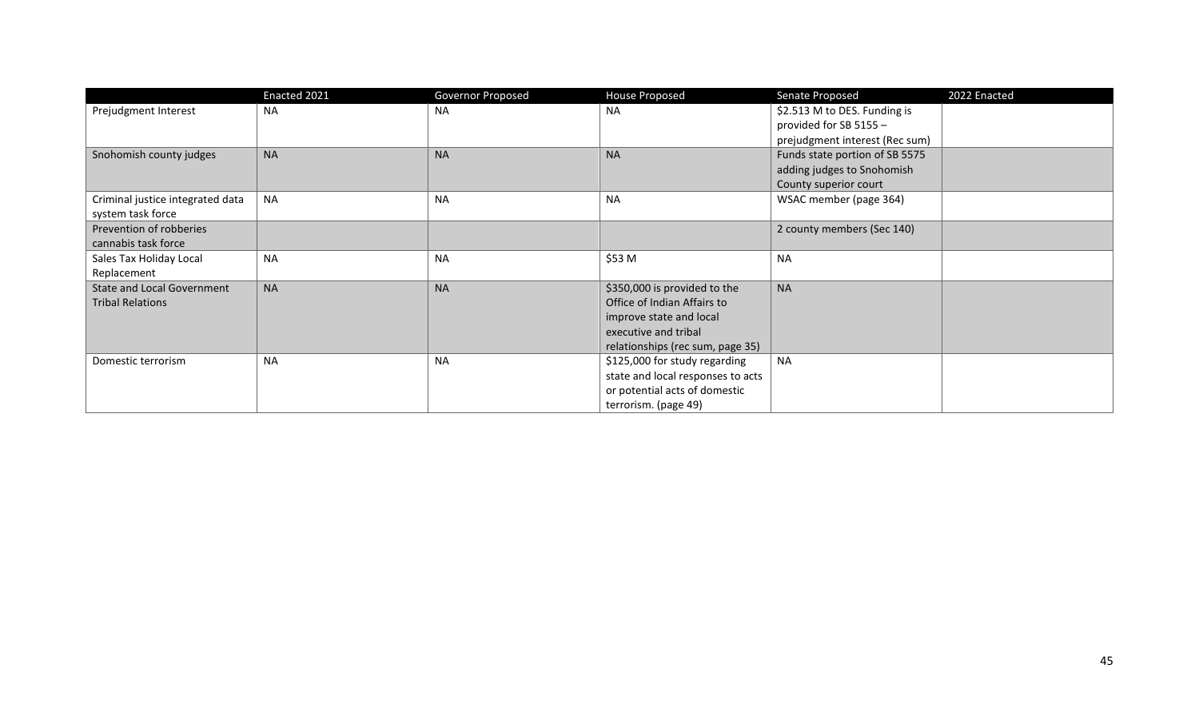| | Enacted 2021 | Governor Proposed | House Proposed | Senate Proposed | 2022 Enacted |
|---|---|---|---|---|---|
| Prejudgment Interest | NA | NA | NA | $2.513 M to DES. Funding is provided for SB 5155 – prejudgment interest (Rec sum) | |
| Snohomish county judges | NA | NA | NA | Funds state portion of SB 5575 adding judges to Snohomish County superior court | |
| Criminal justice integrated data system task force | NA | NA | NA | WSAC member (page 364) | |
| Prevention of robberies cannabis task force | | | | 2 county members (Sec 140) | |
| Sales Tax Holiday Local Replacement | NA | NA | $53 M | NA | |
| State and Local Government Tribal Relations | NA | NA | $350,000 is provided to the Office of Indian Affairs to improve state and local executive and tribal relationships (rec sum, page 35) | NA | |
| Domestic terrorism | NA | NA | $125,000 for study regarding state and local responses to acts or potential acts of domestic terrorism. (page 49) | NA | |